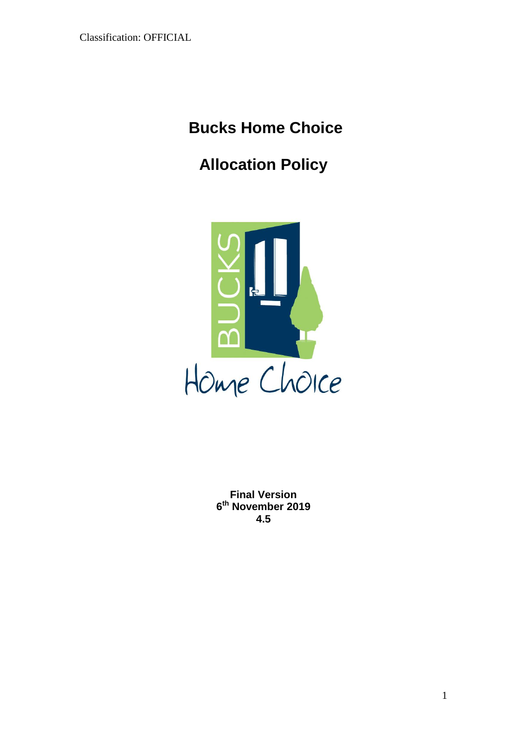Classification: OFFICIAL

# Bucks Home Choice

# Allocation Policy

**Final Version**
**6th November 2019**
**4.5**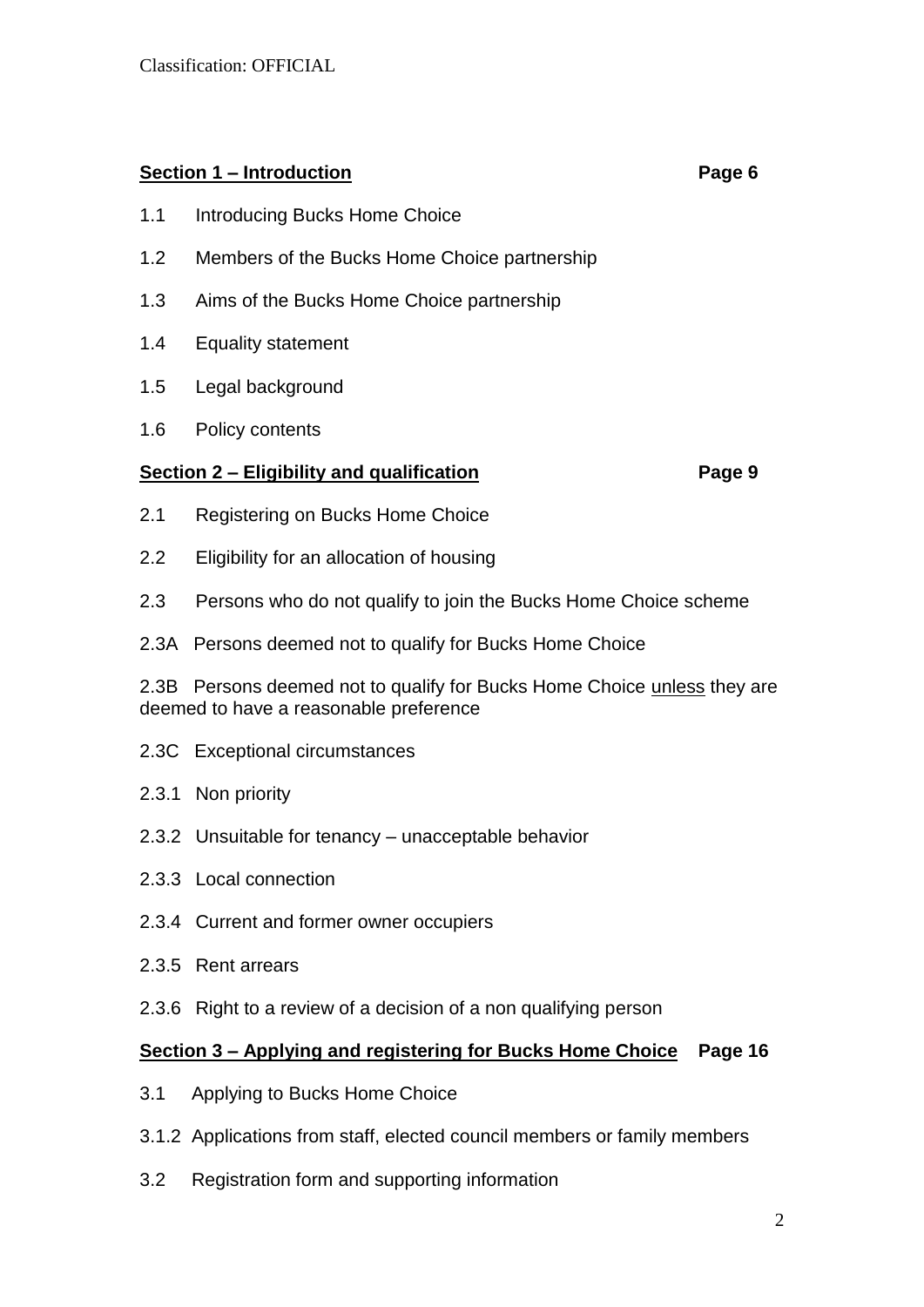**Section 1 – Introduction** **Page 6**

1.1 Introducing Bucks Home Choice

1.2 Members of the Bucks Home Choice partnership

1.3 Aims of the Bucks Home Choice partnership

1.4 Equality statement

1.5 Legal background

1.6 Policy contents

**Section 2 – Eligibility and qualification** **Page 9**

2.1 Registering on Bucks Home Choice

2.2 Eligibility for an allocation of housing

2.3 Persons who do not qualify to join the Bucks Home Choice scheme

2.3A Persons deemed not to qualify for Bucks Home Choice

2.3B Persons deemed not to qualify for Bucks Home Choice unless they are deemed to have a reasonable preference

2.3C Exceptional circumstances

2.3.1 Non priority

2.3.2 Unsuitable for tenancy – unacceptable behavior

2.3.3 Local connection

2.3.4 Current and former owner occupiers

2.3.5 Rent arrears

2.3.6 Right to a review of a decision of a non qualifying person

**Section 3 – Applying and registering for Bucks Home Choice** **Page 16**

3.1 Applying to Bucks Home Choice

3.1.2 Applications from staff, elected council members or family members

3.2 Registration form and supporting information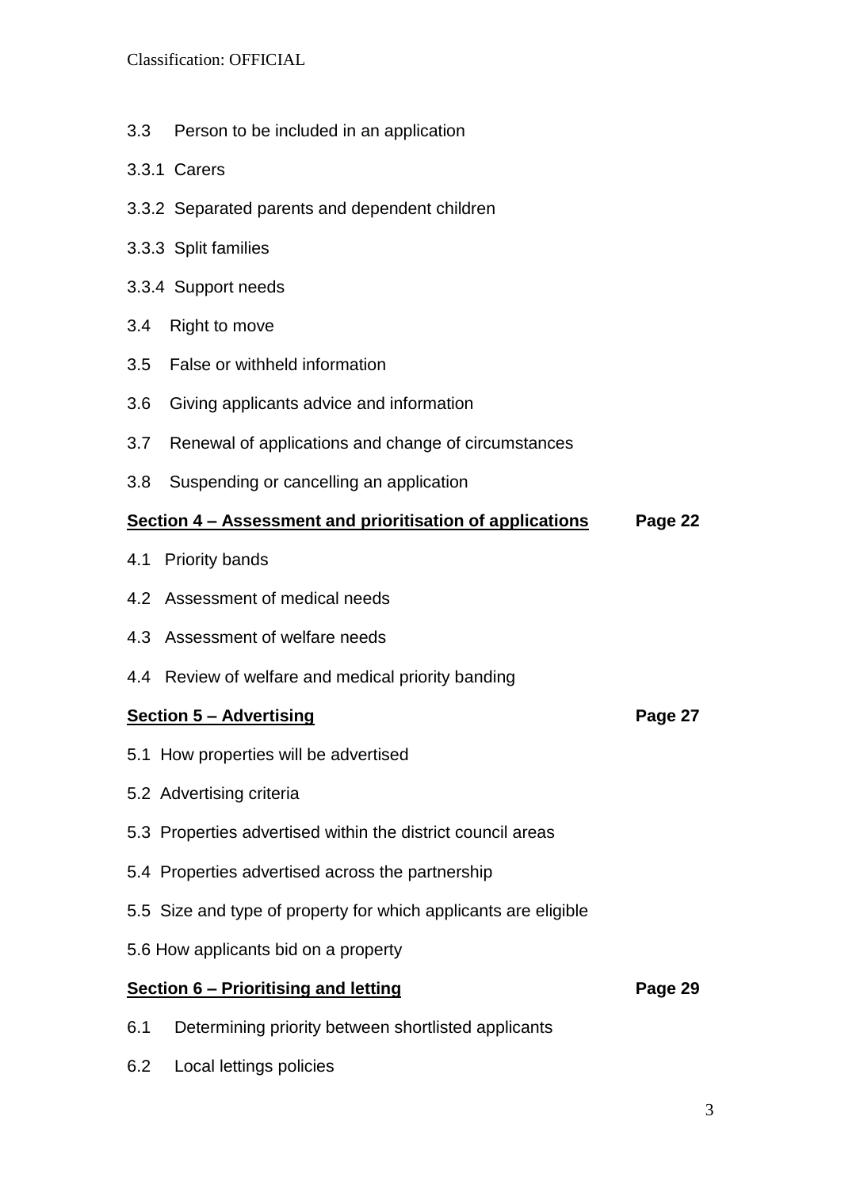3.3 Person to be included in an application

3.3.1 Carers

3.3.2 Separated parents and dependent children

3.3.3 Split families

3.3.4 Support needs

3.4 Right to move

3.5 False or withheld information

3.6 Giving applicants advice and information

3.7 Renewal of applications and change of circumstances

3.8 Suspending or cancelling an application

**Section 4 – Assessment and prioritisation of applications** **Page 22**

4.1 Priority bands

4.2 Assessment of medical needs

4.3 Assessment of welfare needs

4.4 Review of welfare and medical priority banding

**Section 5 – Advertising** **Page 27**

5.1 How properties will be advertised

5.2 Advertising criteria

5.3 Properties advertised within the district council areas

5.4 Properties advertised across the partnership

5.5 Size and type of property for which applicants are eligible

5.6 How applicants bid on a property

**Section 6 – Prioritising and letting** **Page 29**

6.1 Determining priority between shortlisted applicants

6.2 Local lettings policies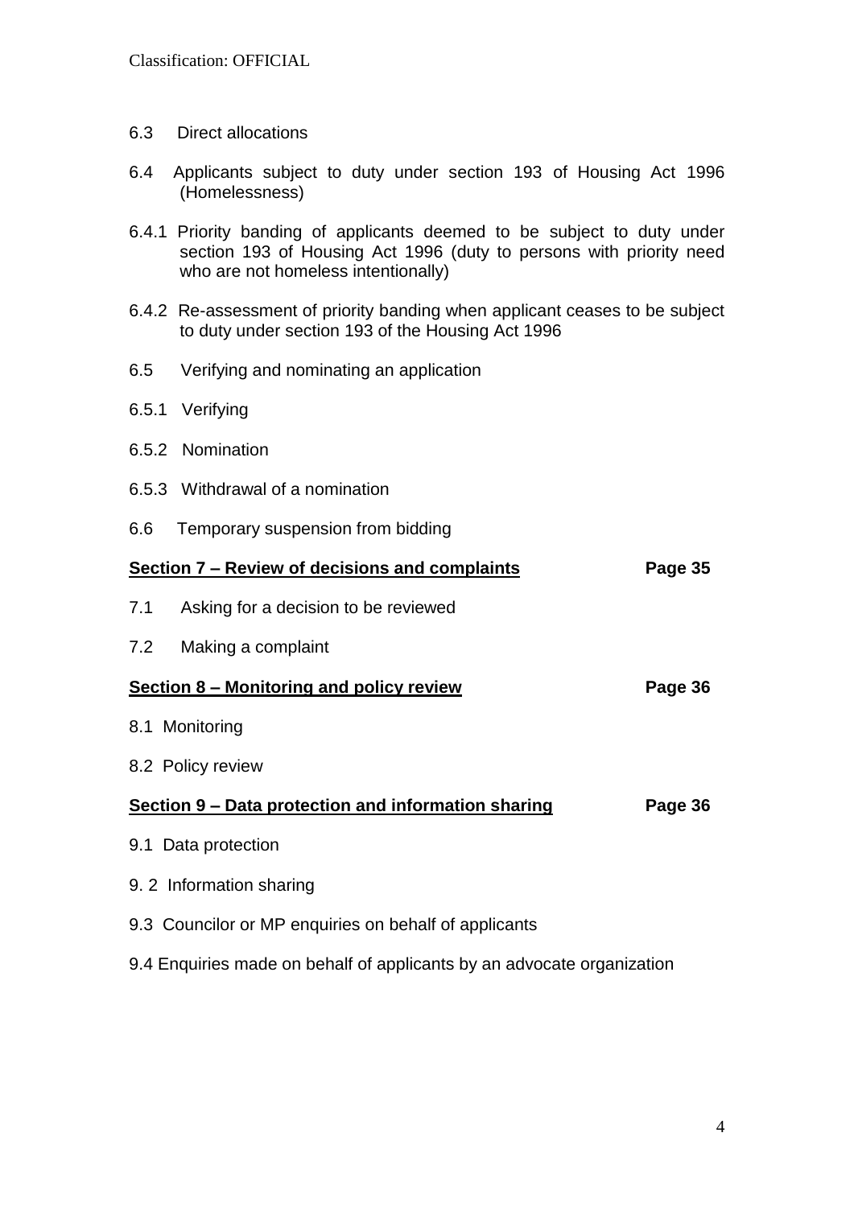6.3 Direct allocations

6.4 Applicants subject to duty under section 193 of Housing Act 1996 (Homelessness)

6.4.1 Priority banding of applicants deemed to be subject to duty under section 193 of Housing Act 1996 (duty to persons with priority need who are not homeless intentionally)

6.4.2 Re-assessment of priority banding when applicant ceases to be subject to duty under section 193 of the Housing Act 1996

6.5 Verifying and nominating an application

6.5.1 Verifying

6.5.2 Nomination

6.5.3 Withdrawal of a nomination

6.6 Temporary suspension from bidding

**Section 7 – Review of decisions and complaints** **Page 35**

7.1 Asking for a decision to be reviewed

7.2 Making a complaint

**Section 8 – Monitoring and policy review** **Page 36**

8.1 Monitoring

8.2 Policy review

**Section 9 – Data protection and information sharing** **Page 36**

9.1 Data protection

9. 2 Information sharing

9.3 Councilor or MP enquiries on behalf of applicants

9.4 Enquiries made on behalf of applicants by an advocate organization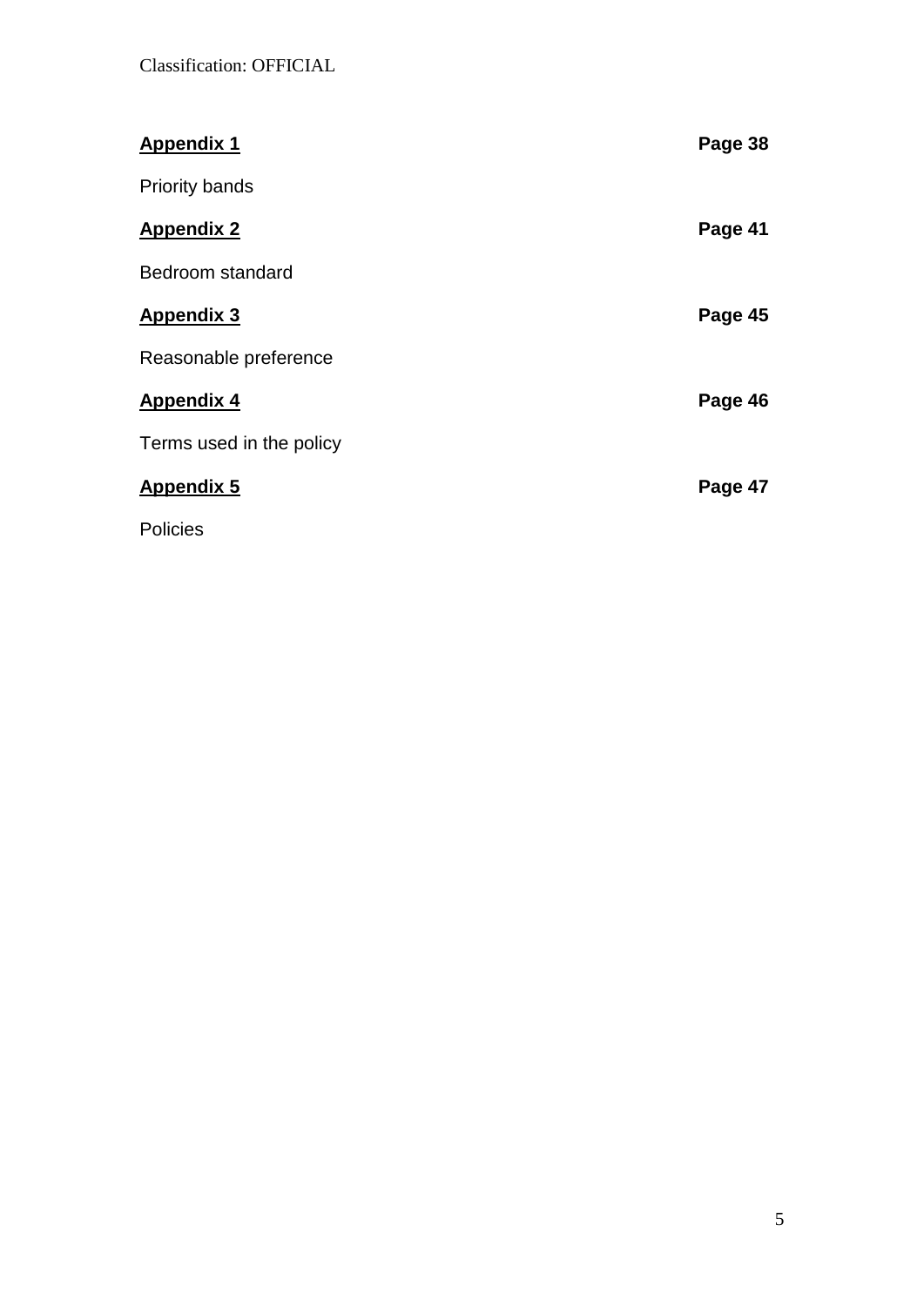**Appendix 1** **Page 38**

Priority bands

**Appendix 2** **Page 41**

Bedroom standard

**Appendix 3** **Page 45**

Reasonable preference

**Appendix 4** **Page 46**

Terms used in the policy

**Appendix 5** **Page 47**

Policies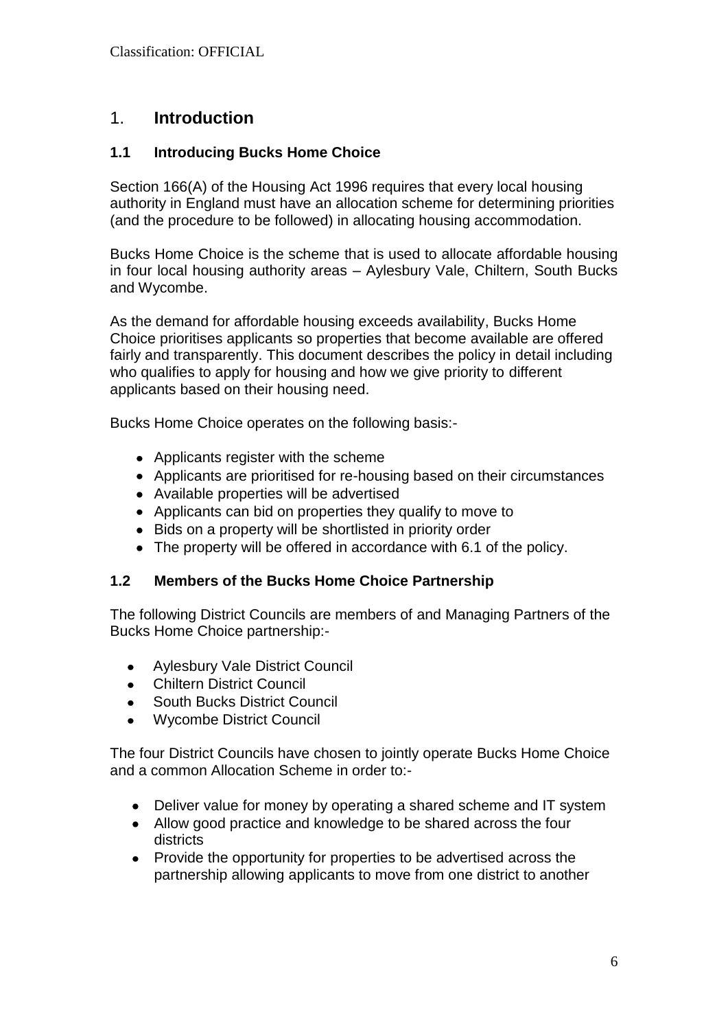# 1. Introduction

## 1.1 Introducing Bucks Home Choice

Section 166(A) of the Housing Act 1996 requires that every local housing authority in England must have an allocation scheme for determining priorities (and the procedure to be followed) in allocating housing accommodation.

Bucks Home Choice is the scheme that is used to allocate affordable housing in four local housing authority areas – Aylesbury Vale, Chiltern, South Bucks and Wycombe.

As the demand for affordable housing exceeds availability, Bucks Home Choice prioritises applicants so properties that become available are offered fairly and transparently. This document describes the policy in detail including who qualifies to apply for housing and how we give priority to different applicants based on their housing need.

Bucks Home Choice operates on the following basis:-

- Applicants register with the scheme
- Applicants are prioritised for re-housing based on their circumstances
- Available properties will be advertised
- Applicants can bid on properties they qualify to move to
- Bids on a property will be shortlisted in priority order
- The property will be offered in accordance with 6.1 of the policy.

## 1.2 Members of the Bucks Home Choice Partnership

The following District Councils are members of and Managing Partners of the Bucks Home Choice partnership:-

- Aylesbury Vale District Council
- Chiltern District Council
- South Bucks District Council
- Wycombe District Council

The four District Councils have chosen to jointly operate Bucks Home Choice and a common Allocation Scheme in order to:-

- Deliver value for money by operating a shared scheme and IT system
- Allow good practice and knowledge to be shared across the four districts
- Provide the opportunity for properties to be advertised across the partnership allowing applicants to move from one district to another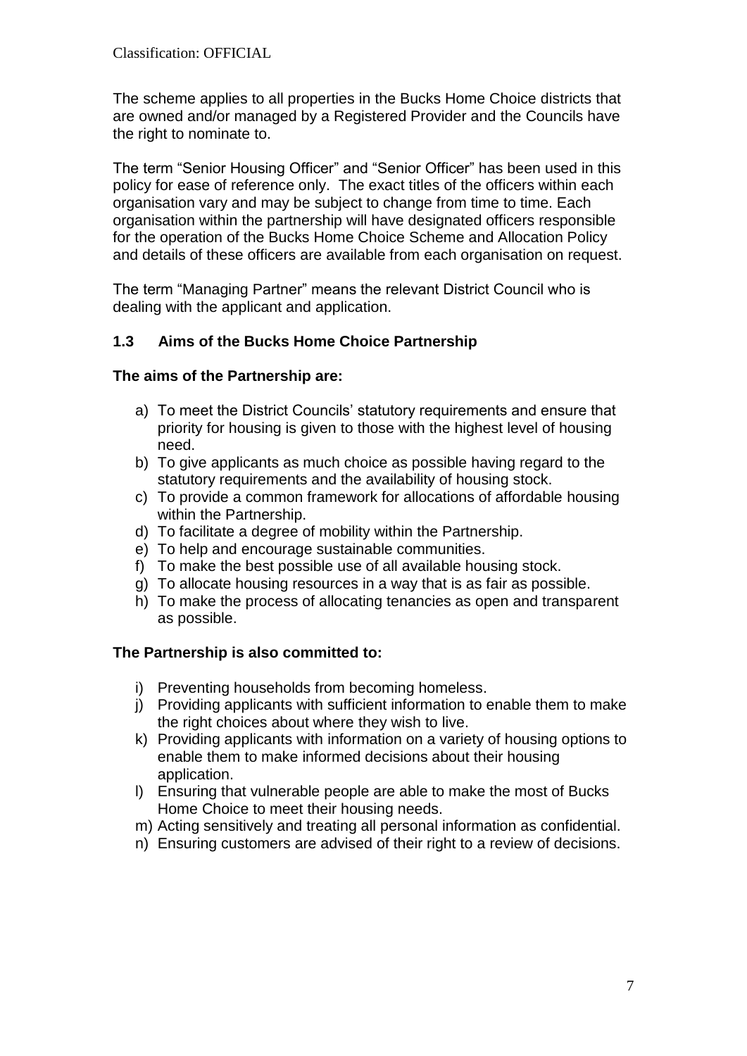The scheme applies to all properties in the Bucks Home Choice districts that are owned and/or managed by a Registered Provider and the Councils have the right to nominate to.

The term "Senior Housing Officer" and "Senior Officer" has been used in this policy for ease of reference only. The exact titles of the officers within each organisation vary and may be subject to change from time to time. Each organisation within the partnership will have designated officers responsible for the operation of the Bucks Home Choice Scheme and Allocation Policy and details of these officers are available from each organisation on request.

The term "Managing Partner" means the relevant District Council who is dealing with the applicant and application.

### 1.3 Aims of the Bucks Home Choice Partnership

**The aims of the Partnership are:**

a) To meet the District Councils' statutory requirements and ensure that priority for housing is given to those with the highest level of housing need.
b) To give applicants as much choice as possible having regard to the statutory requirements and the availability of housing stock.
c) To provide a common framework for allocations of affordable housing within the Partnership.
d) To facilitate a degree of mobility within the Partnership.
e) To help and encourage sustainable communities.
f) To make the best possible use of all available housing stock.
g) To allocate housing resources in a way that is as fair as possible.
h) To make the process of allocating tenancies as open and transparent as possible.

**The Partnership is also committed to:**

i) Preventing households from becoming homeless.
j) Providing applicants with sufficient information to enable them to make the right choices about where they wish to live.
k) Providing applicants with information on a variety of housing options to enable them to make informed decisions about their housing application.
l) Ensuring that vulnerable people are able to make the most of Bucks Home Choice to meet their housing needs.
m) Acting sensitively and treating all personal information as confidential.
n) Ensuring customers are advised of their right to a review of decisions.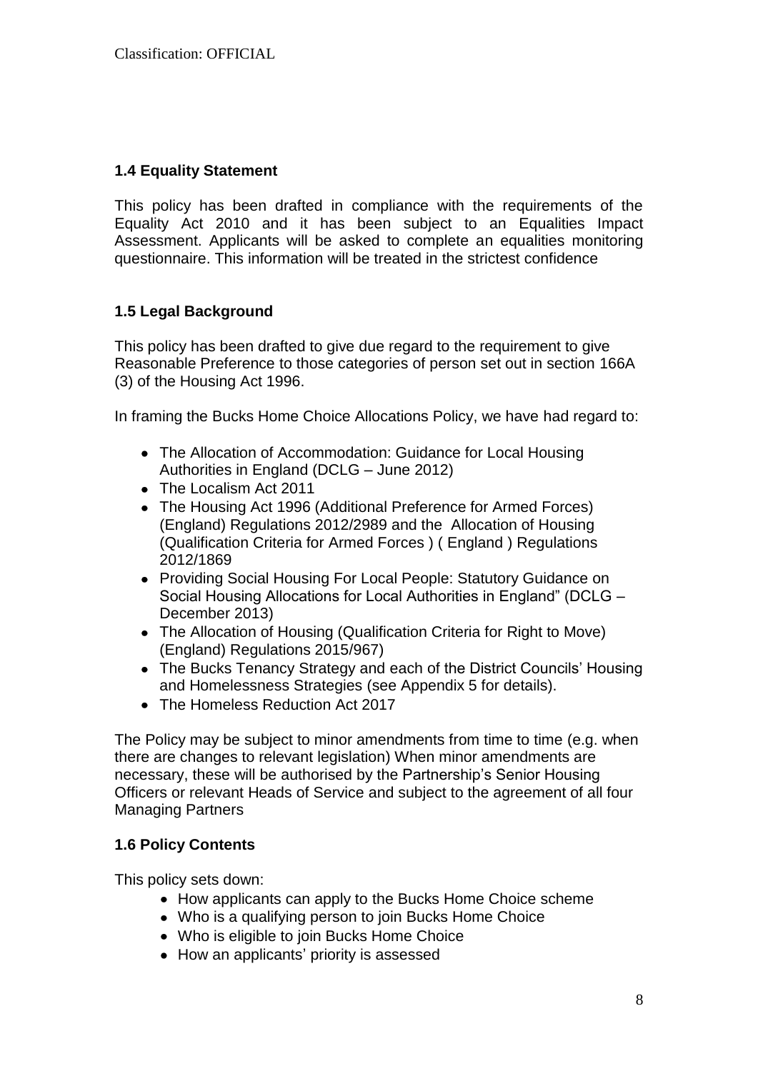### 1.4 Equality Statement

This policy has been drafted in compliance with the requirements of the Equality Act 2010 and it has been subject to an Equalities Impact Assessment. Applicants will be asked to complete an equalities monitoring questionnaire. This information will be treated in the strictest confidence

### 1.5 Legal Background

This policy has been drafted to give due regard to the requirement to give Reasonable Preference to those categories of person set out in section 166A (3) of the Housing Act 1996.

In framing the Bucks Home Choice Allocations Policy, we have had regard to:

- The Allocation of Accommodation: Guidance for Local Housing Authorities in England (DCLG – June 2012)
- The Localism Act 2011
- The Housing Act 1996 (Additional Preference for Armed Forces) (England) Regulations 2012/2989 and the Allocation of Housing (Qualification Criteria for Armed Forces ) ( England ) Regulations 2012/1869
- Providing Social Housing For Local People: Statutory Guidance on Social Housing Allocations for Local Authorities in England" (DCLG – December 2013)
- The Allocation of Housing (Qualification Criteria for Right to Move) (England) Regulations 2015/967)
- The Bucks Tenancy Strategy and each of the District Councils' Housing and Homelessness Strategies (see Appendix 5 for details).
- The Homeless Reduction Act 2017

The Policy may be subject to minor amendments from time to time (e.g. when there are changes to relevant legislation) When minor amendments are necessary, these will be authorised by the Partnership's Senior Housing Officers or relevant Heads of Service and subject to the agreement of all four Managing Partners

### 1.6 Policy Contents

This policy sets down:

- How applicants can apply to the Bucks Home Choice scheme
- Who is a qualifying person to join Bucks Home Choice
- Who is eligible to join Bucks Home Choice
- How an applicants' priority is assessed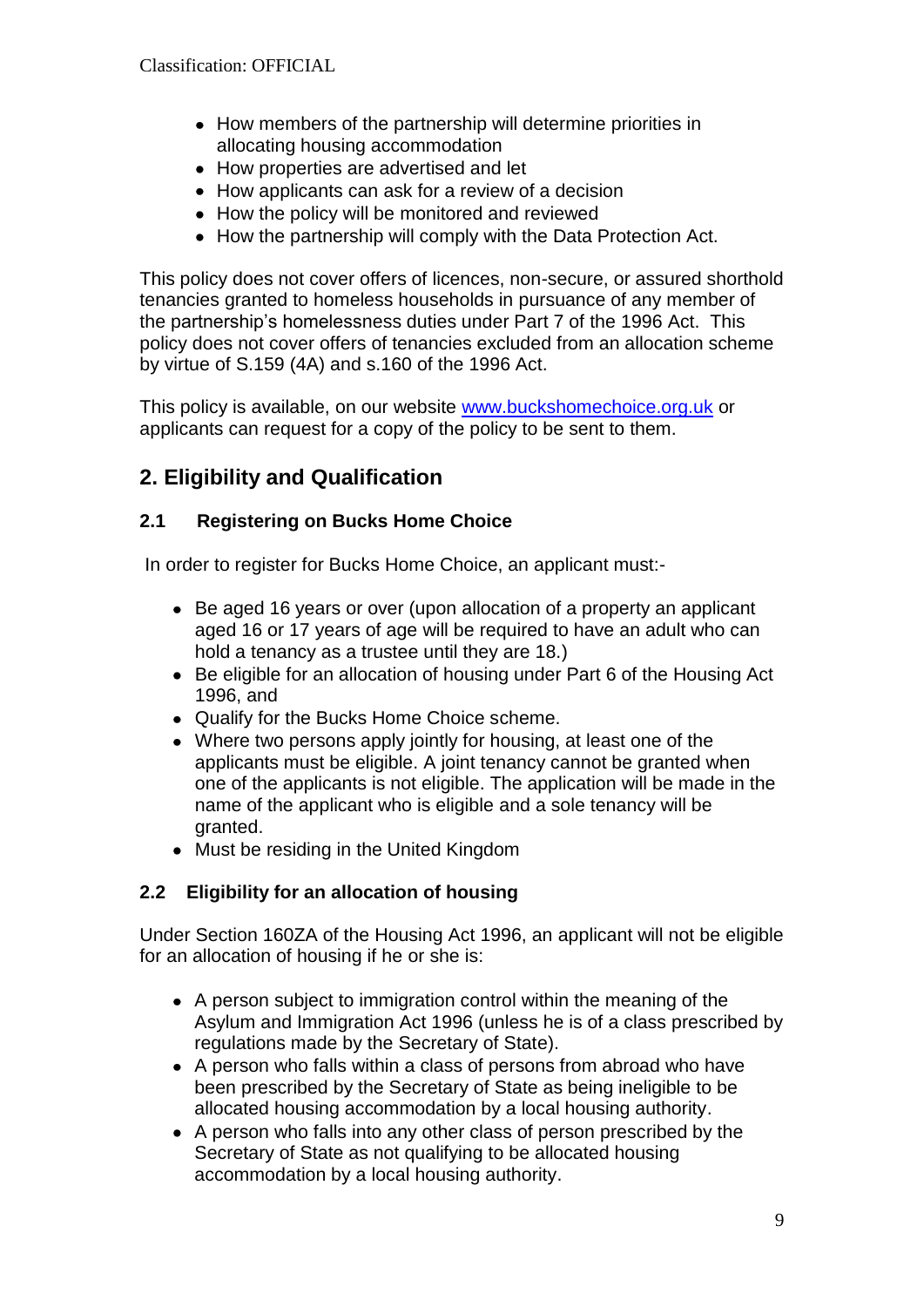- How members of the partnership will determine priorities in allocating housing accommodation
- How properties are advertised and let
- How applicants can ask for a review of a decision
- How the policy will be monitored and reviewed
- How the partnership will comply with the Data Protection Act.

This policy does not cover offers of licences, non-secure, or assured shorthold tenancies granted to homeless households in pursuance of any member of the partnership's homelessness duties under Part 7 of the 1996 Act. This policy does not cover offers of tenancies excluded from an allocation scheme by virtue of S.159 (4A) and s.160 of the 1996 Act.

This policy is available, on our website [www.buckshomechoice.org.uk](www.buckshomechoice.org.uk) or applicants can request for a copy of the policy to be sent to them.

## 2. Eligibility and Qualification

### 2.1 Registering on Bucks Home Choice

In order to register for Bucks Home Choice, an applicant must:-

- Be aged 16 years or over (upon allocation of a property an applicant aged 16 or 17 years of age will be required to have an adult who can hold a tenancy as a trustee until they are 18.)
- Be eligible for an allocation of housing under Part 6 of the Housing Act 1996, and
- Qualify for the Bucks Home Choice scheme.
- Where two persons apply jointly for housing, at least one of the applicants must be eligible. A joint tenancy cannot be granted when one of the applicants is not eligible. The application will be made in the name of the applicant who is eligible and a sole tenancy will be granted.
- Must be residing in the United Kingdom

### 2.2 Eligibility for an allocation of housing

Under Section 160ZA of the Housing Act 1996, an applicant will not be eligible for an allocation of housing if he or she is:

- A person subject to immigration control within the meaning of the Asylum and Immigration Act 1996 (unless he is of a class prescribed by regulations made by the Secretary of State).
- A person who falls within a class of persons from abroad who have been prescribed by the Secretary of State as being ineligible to be allocated housing accommodation by a local housing authority.
- A person who falls into any other class of person prescribed by the Secretary of State as not qualifying to be allocated housing accommodation by a local housing authority.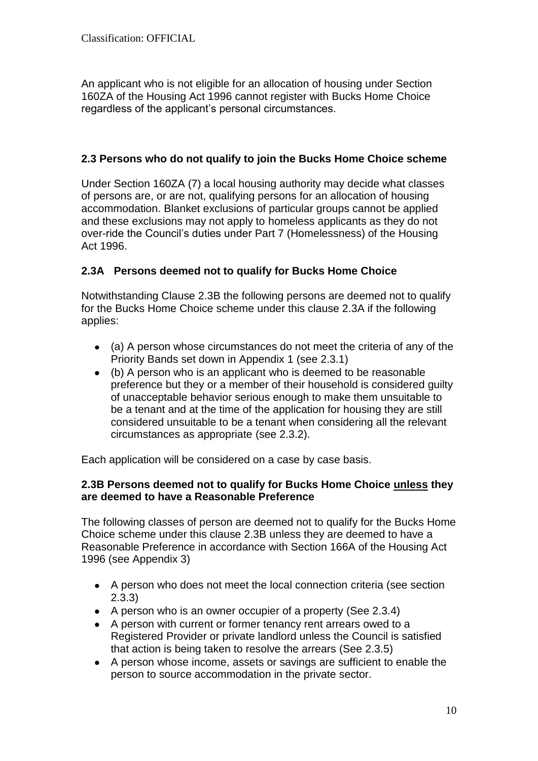An applicant who is not eligible for an allocation of housing under Section 160ZA of the Housing Act 1996 cannot register with Bucks Home Choice regardless of the applicant's personal circumstances.

## 2.3 Persons who do not qualify to join the Bucks Home Choice scheme

Under Section 160ZA (7) a local housing authority may decide what classes of persons are, or are not, qualifying persons for an allocation of housing accommodation. Blanket exclusions of particular groups cannot be applied and these exclusions may not apply to homeless applicants as they do not over-ride the Council's duties under Part 7 (Homelessness) of the Housing Act 1996.

### 2.3A Persons deemed not to qualify for Bucks Home Choice

Notwithstanding Clause 2.3B the following persons are deemed not to qualify for the Bucks Home Choice scheme under this clause 2.3A if the following applies:

- (a) A person whose circumstances do not meet the criteria of any of the Priority Bands set down in Appendix 1 (see 2.3.1)
- (b) A person who is an applicant who is deemed to be reasonable preference but they or a member of their household is considered guilty of unacceptable behavior serious enough to make them unsuitable to be a tenant and at the time of the application for housing they are still considered unsuitable to be a tenant when considering all the relevant circumstances as appropriate (see 2.3.2).

Each application will be considered on a case by case basis.

### 2.3B Persons deemed not to qualify for Bucks Home Choice <u>unless</u> they are deemed to have a Reasonable Preference

The following classes of person are deemed not to qualify for the Bucks Home Choice scheme under this clause 2.3B unless they are deemed to have a Reasonable Preference in accordance with Section 166A of the Housing Act 1996 (see Appendix 3)

- A person who does not meet the local connection criteria (see section 2.3.3)
- A person who is an owner occupier of a property (See 2.3.4)
- A person with current or former tenancy rent arrears owed to a Registered Provider or private landlord unless the Council is satisfied that action is being taken to resolve the arrears (See 2.3.5)
- A person whose income, assets or savings are sufficient to enable the person to source accommodation in the private sector.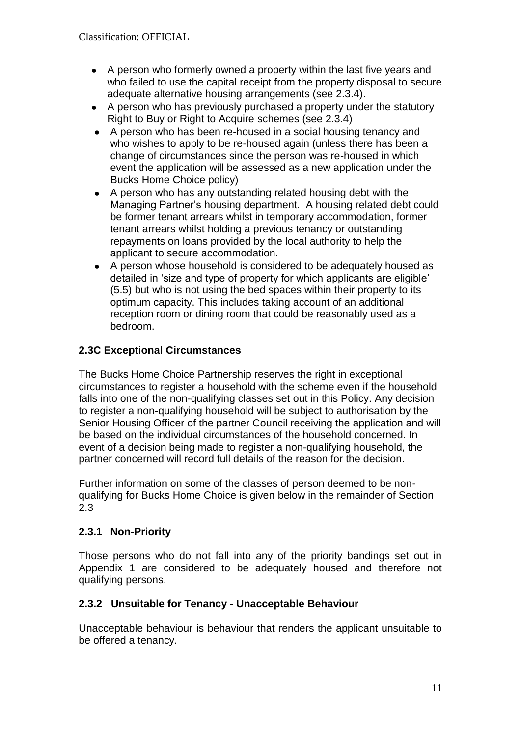- A person who formerly owned a property within the last five years and who failed to use the capital receipt from the property disposal to secure adequate alternative housing arrangements (see 2.3.4).
- A person who has previously purchased a property under the statutory Right to Buy or Right to Acquire schemes (see 2.3.4)
- A person who has been re-housed in a social housing tenancy and who wishes to apply to be re-housed again (unless there has been a change of circumstances since the person was re-housed in which event the application will be assessed as a new application under the Bucks Home Choice policy)
- A person who has any outstanding related housing debt with the Managing Partner's housing department. A housing related debt could be former tenant arrears whilst in temporary accommodation, former tenant arrears whilst holding a previous tenancy or outstanding repayments on loans provided by the local authority to help the applicant to secure accommodation.
- A person whose household is considered to be adequately housed as detailed in 'size and type of property for which applicants are eligible' (5.5) but who is not using the bed spaces within their property to its optimum capacity. This includes taking account of an additional reception room or dining room that could be reasonably used as a bedroom.

### 2.3C Exceptional Circumstances

The Bucks Home Choice Partnership reserves the right in exceptional circumstances to register a household with the scheme even if the household falls into one of the non-qualifying classes set out in this Policy. Any decision to register a non-qualifying household will be subject to authorisation by the Senior Housing Officer of the partner Council receiving the application and will be based on the individual circumstances of the household concerned. In event of a decision being made to register a non-qualifying household, the partner concerned will record full details of the reason for the decision.

Further information on some of the classes of person deemed to be non-qualifying for Bucks Home Choice is given below in the remainder of Section 2.3

### 2.3.1 Non-Priority

Those persons who do not fall into any of the priority bandings set out in Appendix 1 are considered to be adequately housed and therefore not qualifying persons.

### 2.3.2 Unsuitable for Tenancy - Unacceptable Behaviour

Unacceptable behaviour is behaviour that renders the applicant unsuitable to be offered a tenancy.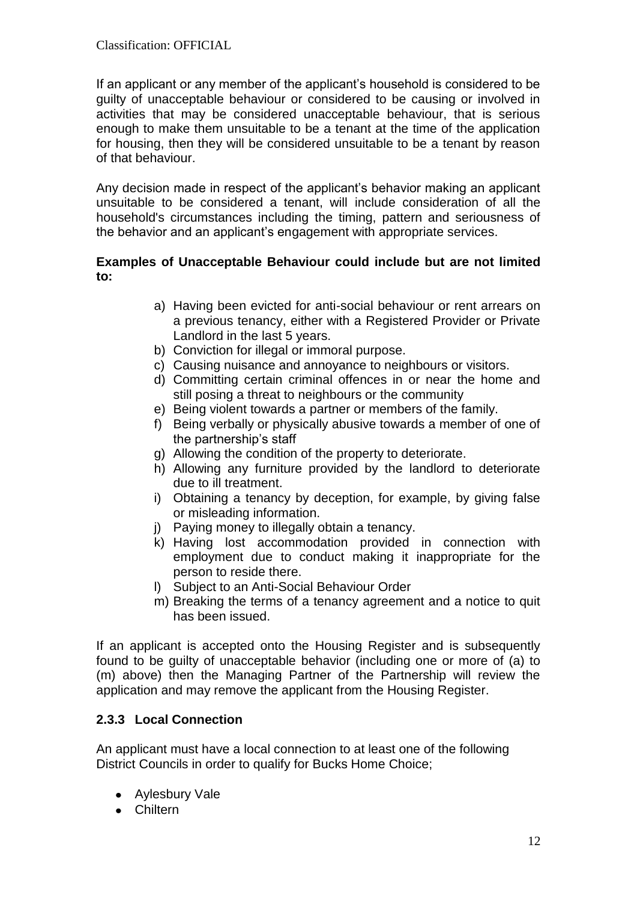If an applicant or any member of the applicant's household is considered to be guilty of unacceptable behaviour or considered to be causing or involved in activities that may be considered unacceptable behaviour, that is serious enough to make them unsuitable to be a tenant at the time of the application for housing, then they will be considered unsuitable to be a tenant by reason of that behaviour.

Any decision made in respect of the applicant's behavior making an applicant unsuitable to be considered a tenant, will include consideration of all the household's circumstances including the timing, pattern and seriousness of the behavior and an applicant's engagement with appropriate services.

**Examples of Unacceptable Behaviour could include but are not limited to:**

a) Having been evicted for anti-social behaviour or rent arrears on a previous tenancy, either with a Registered Provider or Private Landlord in the last 5 years.
b) Conviction for illegal or immoral purpose.
c) Causing nuisance and annoyance to neighbours or visitors.
d) Committing certain criminal offences in or near the home and still posing a threat to neighbours or the community
e) Being violent towards a partner or members of the family.
f) Being verbally or physically abusive towards a member of one of the partnership's staff
g) Allowing the condition of the property to deteriorate.
h) Allowing any furniture provided by the landlord to deteriorate due to ill treatment.
i) Obtaining a tenancy by deception, for example, by giving false or misleading information.
j) Paying money to illegally obtain a tenancy.
k) Having lost accommodation provided in connection with employment due to conduct making it inappropriate for the person to reside there.
l) Subject to an Anti-Social Behaviour Order
m) Breaking the terms of a tenancy agreement and a notice to quit has been issued.

If an applicant is accepted onto the Housing Register and is subsequently found to be guilty of unacceptable behavior (including one or more of (a) to (m) above) then the Managing Partner of the Partnership will review the application and may remove the applicant from the Housing Register.

### 2.3.3 Local Connection

An applicant must have a local connection to at least one of the following District Councils in order to qualify for Bucks Home Choice;

- Aylesbury Vale
- Chiltern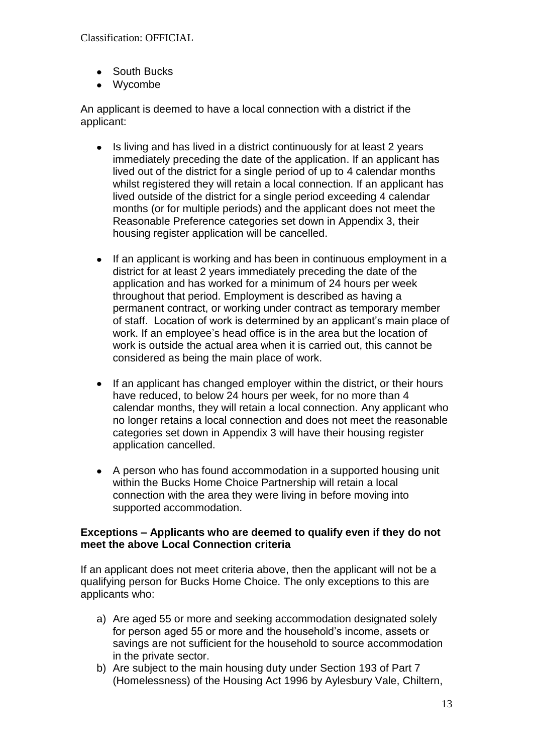- South Bucks
- Wycombe

An applicant is deemed to have a local connection with a district if the applicant:

- Is living and has lived in a district continuously for at least 2 years immediately preceding the date of the application. If an applicant has lived out of the district for a single period of up to 4 calendar months whilst registered they will retain a local connection. If an applicant has lived outside of the district for a single period exceeding 4 calendar months (or for multiple periods) and the applicant does not meet the Reasonable Preference categories set down in Appendix 3, their housing register application will be cancelled.

- If an applicant is working and has been in continuous employment in a district for at least 2 years immediately preceding the date of the application and has worked for a minimum of 24 hours per week throughout that period. Employment is described as having a permanent contract, or working under contract as temporary member of staff. Location of work is determined by an applicant's main place of work. If an employee's head office is in the area but the location of work is outside the actual area when it is carried out, this cannot be considered as being the main place of work.

- If an applicant has changed employer within the district, or their hours have reduced, to below 24 hours per week, for no more than 4 calendar months, they will retain a local connection. Any applicant who no longer retains a local connection and does not meet the reasonable categories set down in Appendix 3 will have their housing register application cancelled.

- A person who has found accommodation in a supported housing unit within the Bucks Home Choice Partnership will retain a local connection with the area they were living in before moving into supported accommodation.

**Exceptions – Applicants who are deemed to qualify even if they do not meet the above Local Connection criteria**

If an applicant does not meet criteria above, then the applicant will not be a qualifying person for Bucks Home Choice. The only exceptions to this are applicants who:

a) Are aged 55 or more and seeking accommodation designated solely for person aged 55 or more and the household's income, assets or savings are not sufficient for the household to source accommodation in the private sector.
b) Are subject to the main housing duty under Section 193 of Part 7 (Homelessness) of the Housing Act 1996 by Aylesbury Vale, Chiltern,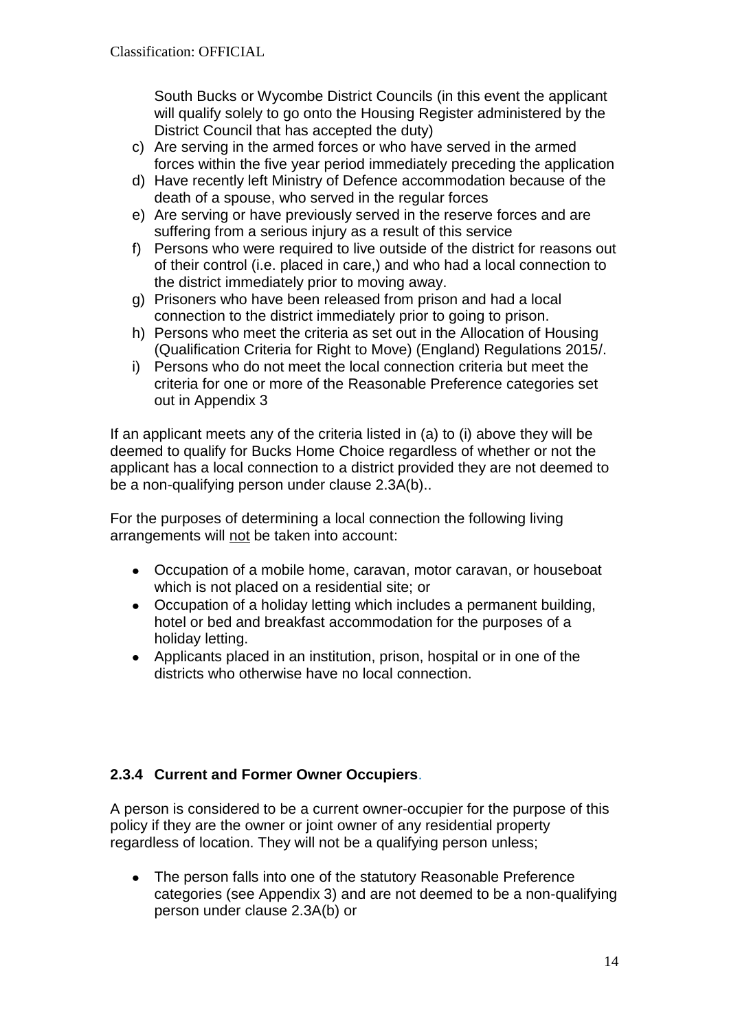South Bucks or Wycombe District Councils (in this event the applicant will qualify solely to go onto the Housing Register administered by the District Council that has accepted the duty)

c) Are serving in the armed forces or who have served in the armed forces within the five year period immediately preceding the application
d) Have recently left Ministry of Defence accommodation because of the death of a spouse, who served in the regular forces
e) Are serving or have previously served in the reserve forces and are suffering from a serious injury as a result of this service
f) Persons who were required to live outside of the district for reasons out of their control (i.e. placed in care,) and who had a local connection to the district immediately prior to moving away.
g) Prisoners who have been released from prison and had a local connection to the district immediately prior to going to prison.
h) Persons who meet the criteria as set out in the Allocation of Housing (Qualification Criteria for Right to Move) (England) Regulations 2015/.
i) Persons who do not meet the local connection criteria but meet the criteria for one or more of the Reasonable Preference categories set out in Appendix 3

If an applicant meets any of the criteria listed in (a) to (i) above they will be deemed to qualify for Bucks Home Choice regardless of whether or not the applicant has a local connection to a district provided they are not deemed to be a non-qualifying person under clause 2.3A(b)..

For the purposes of determining a local connection the following living arrangements will not be taken into account:

- Occupation of a mobile home, caravan, motor caravan, or houseboat which is not placed on a residential site; or
- Occupation of a holiday letting which includes a permanent building, hotel or bed and breakfast accommodation for the purposes of a holiday letting.
- Applicants placed in an institution, prison, hospital or in one of the districts who otherwise have no local connection.

### 2.3.4 Current and Former Owner Occupiers.

A person is considered to be a current owner-occupier for the purpose of this policy if they are the owner or joint owner of any residential property regardless of location. They will not be a qualifying person unless;

- The person falls into one of the statutory Reasonable Preference categories (see Appendix 3) and are not deemed to be a non-qualifying person under clause 2.3A(b) or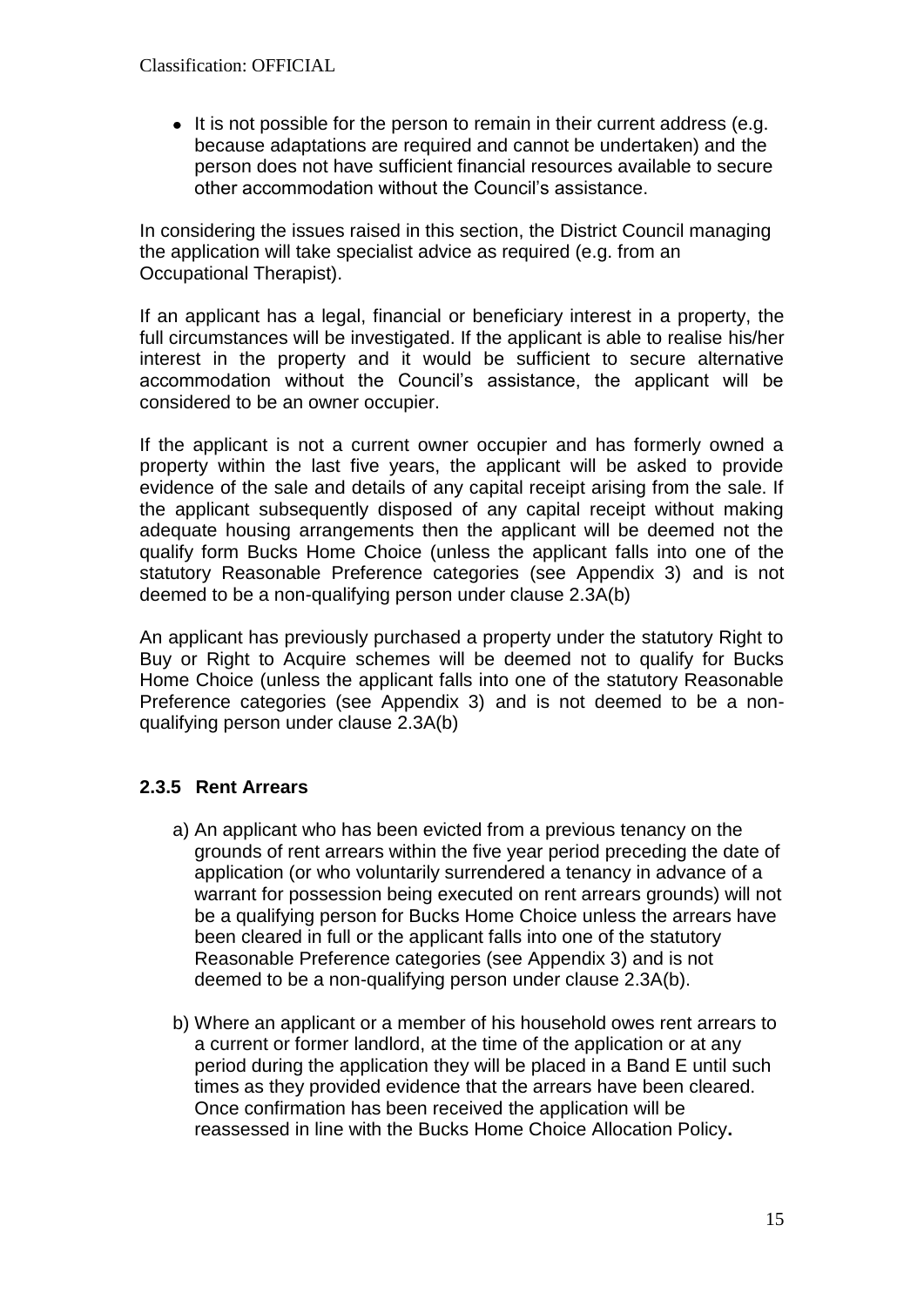- It is not possible for the person to remain in their current address (e.g. because adaptations are required and cannot be undertaken) and the person does not have sufficient financial resources available to secure other accommodation without the Council's assistance.

In considering the issues raised in this section, the District Council managing the application will take specialist advice as required (e.g. from an Occupational Therapist).

If an applicant has a legal, financial or beneficiary interest in a property, the full circumstances will be investigated. If the applicant is able to realise his/her interest in the property and it would be sufficient to secure alternative accommodation without the Council's assistance, the applicant will be considered to be an owner occupier.

If the applicant is not a current owner occupier and has formerly owned a property within the last five years, the applicant will be asked to provide evidence of the sale and details of any capital receipt arising from the sale. If the applicant subsequently disposed of any capital receipt without making adequate housing arrangements then the applicant will be deemed not the qualify form Bucks Home Choice (unless the applicant falls into one of the statutory Reasonable Preference categories (see Appendix 3) and is not deemed to be a non-qualifying person under clause 2.3A(b)

An applicant has previously purchased a property under the statutory Right to Buy or Right to Acquire schemes will be deemed not to qualify for Bucks Home Choice (unless the applicant falls into one of the statutory Reasonable Preference categories (see Appendix 3) and is not deemed to be a non-qualifying person under clause 2.3A(b)

### 2.3.5 Rent Arrears

a) An applicant who has been evicted from a previous tenancy on the grounds of rent arrears within the five year period preceding the date of application (or who voluntarily surrendered a tenancy in advance of a warrant for possession being executed on rent arrears grounds) will not be a qualifying person for Bucks Home Choice unless the arrears have been cleared in full or the applicant falls into one of the statutory Reasonable Preference categories (see Appendix 3) and is not deemed to be a non-qualifying person under clause 2.3A(b).

b) Where an applicant or a member of his household owes rent arrears to a current or former landlord, at the time of the application or at any period during the application they will be placed in a Band E until such times as they provided evidence that the arrears have been cleared. Once confirmation has been received the application will be reassessed in line with the Bucks Home Choice Allocation Policy**.**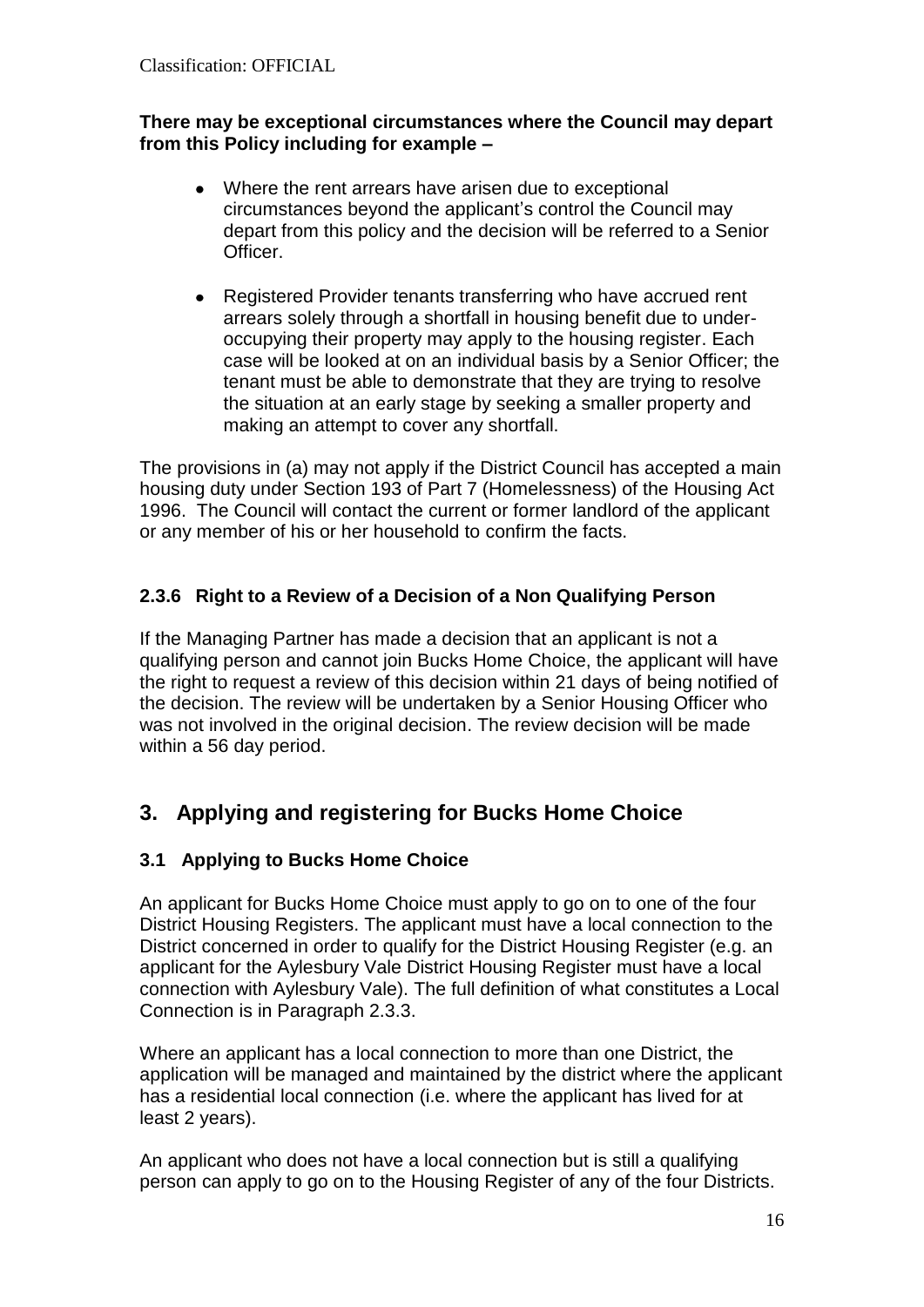**There may be exceptional circumstances where the Council may depart from this Policy including for example –**

- Where the rent arrears have arisen due to exceptional circumstances beyond the applicant's control the Council may depart from this policy and the decision will be referred to a Senior Officer.
- Registered Provider tenants transferring who have accrued rent arrears solely through a shortfall in housing benefit due to under-occupying their property may apply to the housing register. Each case will be looked at on an individual basis by a Senior Officer; the tenant must be able to demonstrate that they are trying to resolve the situation at an early stage by seeking a smaller property and making an attempt to cover any shortfall.

The provisions in (a) may not apply if the District Council has accepted a main housing duty under Section 193 of Part 7 (Homelessness) of the Housing Act 1996. The Council will contact the current or former landlord of the applicant or any member of his or her household to confirm the facts.

### 2.3.6 Right to a Review of a Decision of a Non Qualifying Person

If the Managing Partner has made a decision that an applicant is not a qualifying person and cannot join Bucks Home Choice, the applicant will have the right to request a review of this decision within 21 days of being notified of the decision. The review will be undertaken by a Senior Housing Officer who was not involved in the original decision. The review decision will be made within a 56 day period.

## 3. Applying and registering for Bucks Home Choice

### 3.1 Applying to Bucks Home Choice

An applicant for Bucks Home Choice must apply to go on to one of the four District Housing Registers. The applicant must have a local connection to the District concerned in order to qualify for the District Housing Register (e.g. an applicant for the Aylesbury Vale District Housing Register must have a local connection with Aylesbury Vale). The full definition of what constitutes a Local Connection is in Paragraph 2.3.3.

Where an applicant has a local connection to more than one District, the application will be managed and maintained by the district where the applicant has a residential local connection (i.e. where the applicant has lived for at least 2 years).

An applicant who does not have a local connection but is still a qualifying person can apply to go on to the Housing Register of any of the four Districts.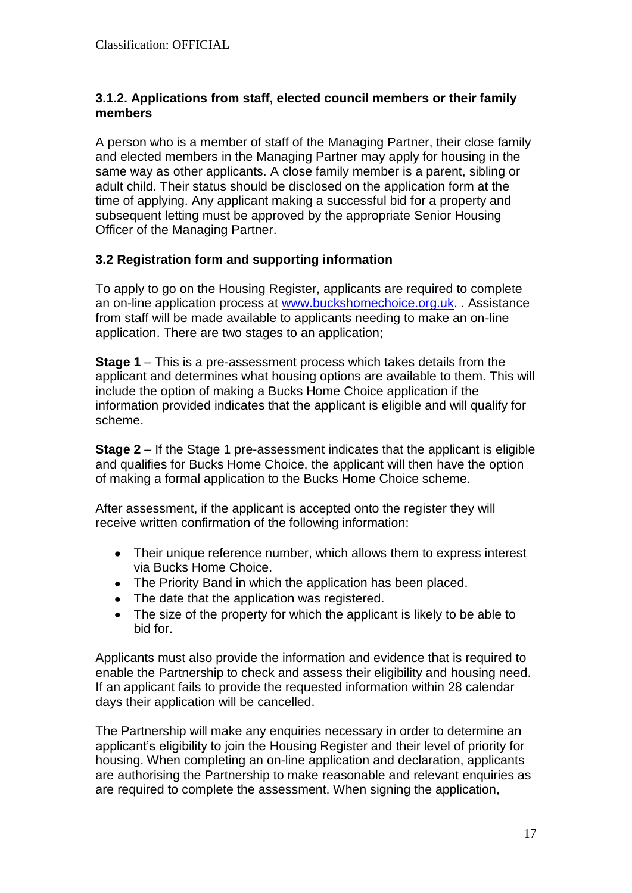### 3.1.2. Applications from staff, elected council members or their family members

A person who is a member of staff of the Managing Partner, their close family and elected members in the Managing Partner may apply for housing in the same way as other applicants. A close family member is a parent, sibling or adult child. Their status should be disclosed on the application form at the time of applying. Any applicant making a successful bid for a property and subsequent letting must be approved by the appropriate Senior Housing Officer of the Managing Partner.

### 3.2 Registration form and supporting information

To apply to go on the Housing Register, applicants are required to complete an on-line application process at www.buckshomechoice.org.uk. . Assistance from staff will be made available to applicants needing to make an on-line application. There are two stages to an application;

**Stage 1** – This is a pre-assessment process which takes details from the applicant and determines what housing options are available to them. This will include the option of making a Bucks Home Choice application if the information provided indicates that the applicant is eligible and will qualify for scheme.

**Stage 2** – If the Stage 1 pre-assessment indicates that the applicant is eligible and qualifies for Bucks Home Choice, the applicant will then have the option of making a formal application to the Bucks Home Choice scheme.

After assessment, if the applicant is accepted onto the register they will receive written confirmation of the following information:

- Their unique reference number, which allows them to express interest via Bucks Home Choice.
- The Priority Band in which the application has been placed.
- The date that the application was registered.
- The size of the property for which the applicant is likely to be able to bid for.

Applicants must also provide the information and evidence that is required to enable the Partnership to check and assess their eligibility and housing need. If an applicant fails to provide the requested information within 28 calendar days their application will be cancelled.

The Partnership will make any enquiries necessary in order to determine an applicant's eligibility to join the Housing Register and their level of priority for housing. When completing an on-line application and declaration, applicants are authorising the Partnership to make reasonable and relevant enquiries as are required to complete the assessment. When signing the application,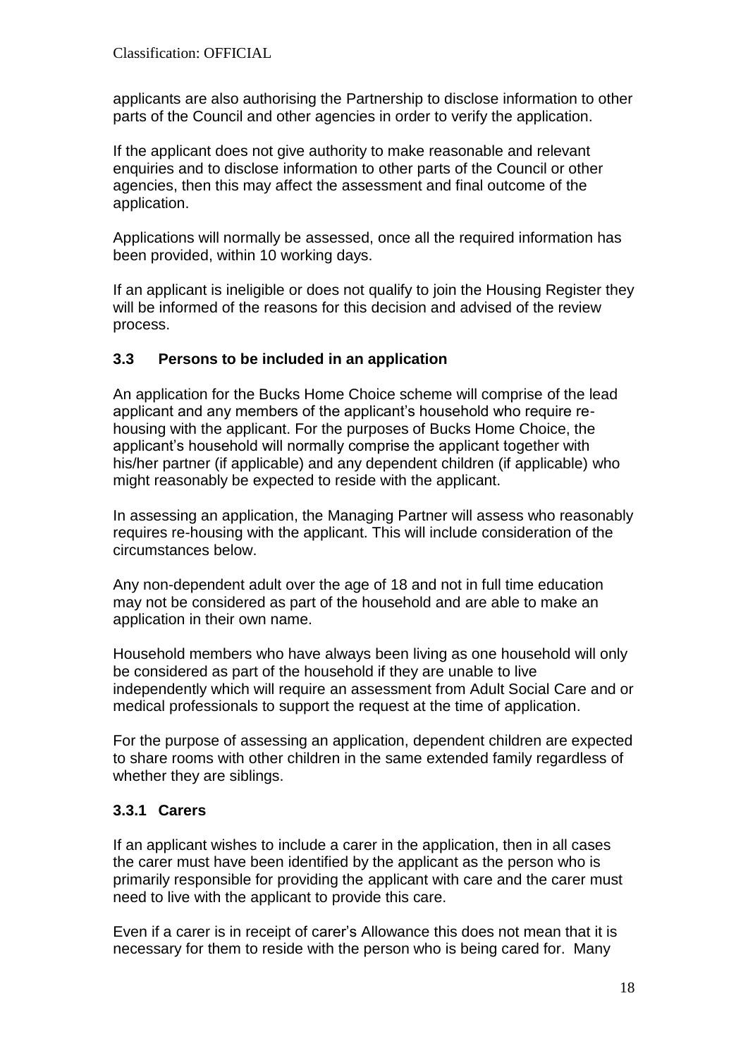applicants are also authorising the Partnership to disclose information to other parts of the Council and other agencies in order to verify the application.

If the applicant does not give authority to make reasonable and relevant enquiries and to disclose information to other parts of the Council or other agencies, then this may affect the assessment and final outcome of the application.

Applications will normally be assessed, once all the required information has been provided, within 10 working days.

If an applicant is ineligible or does not qualify to join the Housing Register they will be informed of the reasons for this decision and advised of the review process.

### 3.3 Persons to be included in an application

An application for the Bucks Home Choice scheme will comprise of the lead applicant and any members of the applicant's household who require re-housing with the applicant. For the purposes of Bucks Home Choice, the applicant's household will normally comprise the applicant together with his/her partner (if applicable) and any dependent children (if applicable) who might reasonably be expected to reside with the applicant.

In assessing an application, the Managing Partner will assess who reasonably requires re-housing with the applicant. This will include consideration of the circumstances below.

Any non-dependent adult over the age of 18 and not in full time education may not be considered as part of the household and are able to make an application in their own name.

Household members who have always been living as one household will only be considered as part of the household if they are unable to live independently which will require an assessment from Adult Social Care and or medical professionals to support the request at the time of application.

For the purpose of assessing an application, dependent children are expected to share rooms with other children in the same extended family regardless of whether they are siblings.

#### 3.3.1 Carers

If an applicant wishes to include a carer in the application, then in all cases the carer must have been identified by the applicant as the person who is primarily responsible for providing the applicant with care and the carer must need to live with the applicant to provide this care.

Even if a carer is in receipt of carer's Allowance this does not mean that it is necessary for them to reside with the person who is being cared for. Many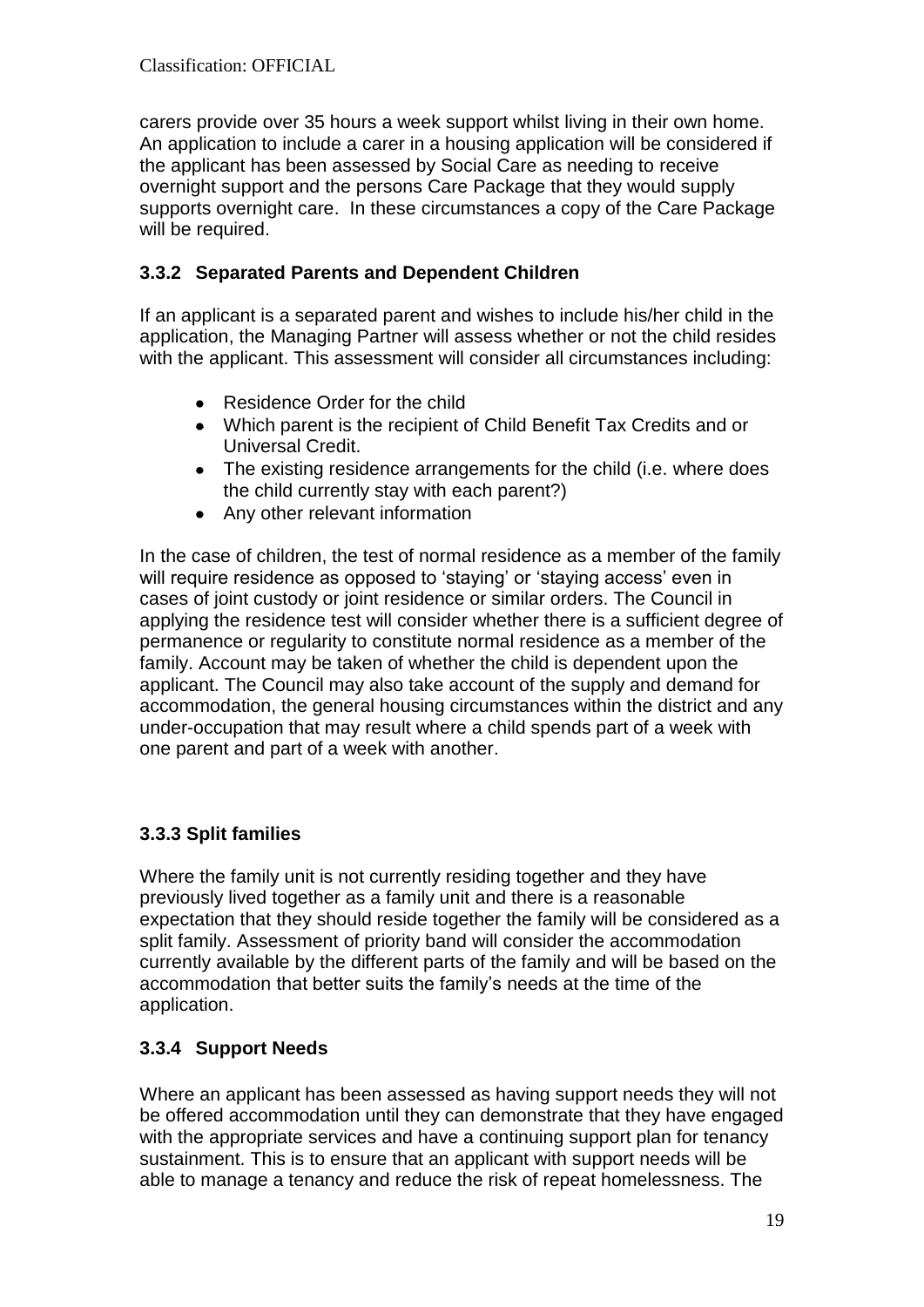carers provide over 35 hours a week support whilst living in their own home. An application to include a carer in a housing application will be considered if the applicant has been assessed by Social Care as needing to receive overnight support and the persons Care Package that they would supply supports overnight care. In these circumstances a copy of the Care Package will be required.

### 3.3.2 Separated Parents and Dependent Children

If an applicant is a separated parent and wishes to include his/her child in the application, the Managing Partner will assess whether or not the child resides with the applicant. This assessment will consider all circumstances including:

- Residence Order for the child
- Which parent is the recipient of Child Benefit Tax Credits and or Universal Credit.
- The existing residence arrangements for the child (i.e. where does the child currently stay with each parent?)
- Any other relevant information

In the case of children, the test of normal residence as a member of the family will require residence as opposed to 'staying' or 'staying access' even in cases of joint custody or joint residence or similar orders. The Council in applying the residence test will consider whether there is a sufficient degree of permanence or regularity to constitute normal residence as a member of the family. Account may be taken of whether the child is dependent upon the applicant. The Council may also take account of the supply and demand for accommodation, the general housing circumstances within the district and any under-occupation that may result where a child spends part of a week with one parent and part of a week with another.

### 3.3.3 Split families

Where the family unit is not currently residing together and they have previously lived together as a family unit and there is a reasonable expectation that they should reside together the family will be considered as a split family. Assessment of priority band will consider the accommodation currently available by the different parts of the family and will be based on the accommodation that better suits the family's needs at the time of the application.

### 3.3.4 Support Needs

Where an applicant has been assessed as having support needs they will not be offered accommodation until they can demonstrate that they have engaged with the appropriate services and have a continuing support plan for tenancy sustainment. This is to ensure that an applicant with support needs will be able to manage a tenancy and reduce the risk of repeat homelessness. The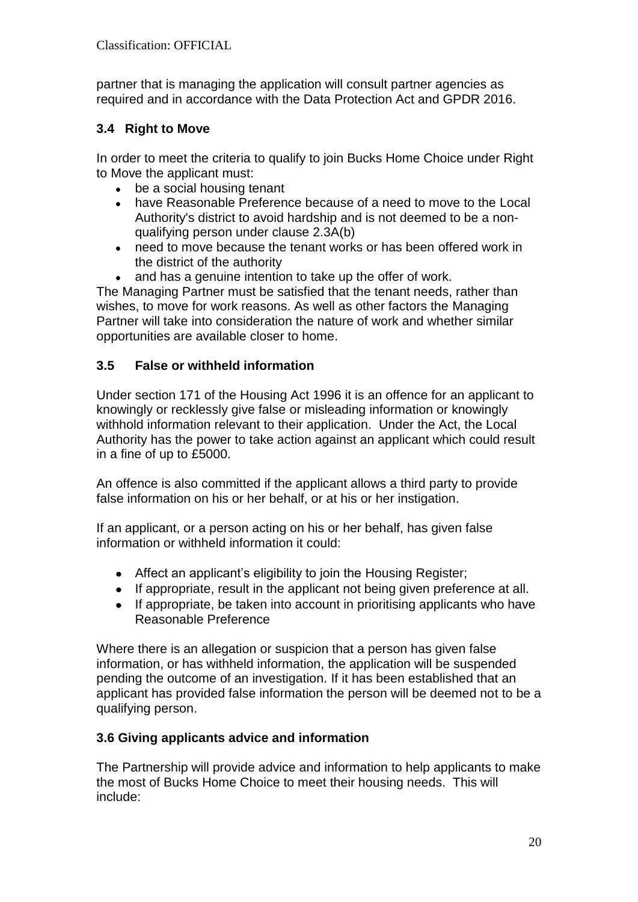partner that is managing the application will consult partner agencies as required and in accordance with the Data Protection Act and GPDR 2016.

### 3.4 Right to Move

In order to meet the criteria to qualify to join Bucks Home Choice under Right to Move the applicant must:

- be a social housing tenant
- have Reasonable Preference because of a need to move to the Local Authority's district to avoid hardship and is not deemed to be a non-qualifying person under clause 2.3A(b)
- need to move because the tenant works or has been offered work in the district of the authority
- and has a genuine intention to take up the offer of work.

The Managing Partner must be satisfied that the tenant needs, rather than wishes, to move for work reasons. As well as other factors the Managing Partner will take into consideration the nature of work and whether similar opportunities are available closer to home.

### 3.5 False or withheld information

Under section 171 of the Housing Act 1996 it is an offence for an applicant to knowingly or recklessly give false or misleading information or knowingly withhold information relevant to their application. Under the Act, the Local Authority has the power to take action against an applicant which could result in a fine of up to £5000.

An offence is also committed if the applicant allows a third party to provide false information on his or her behalf, or at his or her instigation.

If an applicant, or a person acting on his or her behalf, has given false information or withheld information it could:

- Affect an applicant's eligibility to join the Housing Register;
- If appropriate, result in the applicant not being given preference at all.
- If appropriate, be taken into account in prioritising applicants who have Reasonable Preference

Where there is an allegation or suspicion that a person has given false information, or has withheld information, the application will be suspended pending the outcome of an investigation. If it has been established that an applicant has provided false information the person will be deemed not to be a qualifying person.

### 3.6 Giving applicants advice and information

The Partnership will provide advice and information to help applicants to make the most of Bucks Home Choice to meet their housing needs. This will include: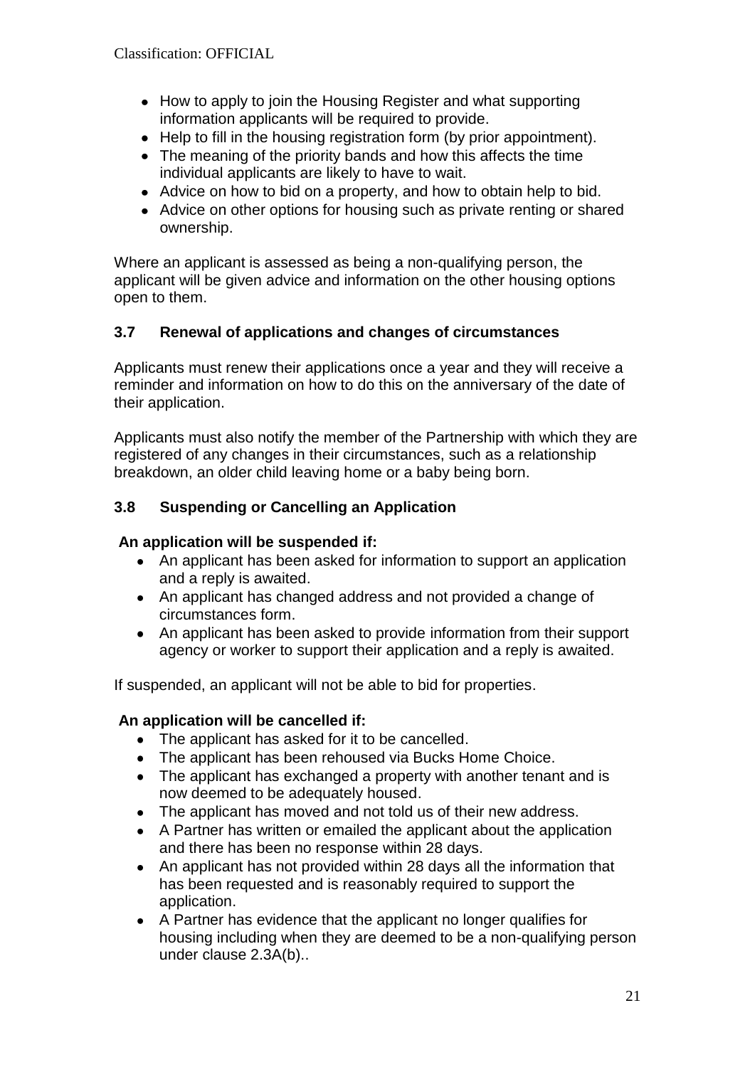- How to apply to join the Housing Register and what supporting information applicants will be required to provide.
- Help to fill in the housing registration form (by prior appointment).
- The meaning of the priority bands and how this affects the time individual applicants are likely to have to wait.
- Advice on how to bid on a property, and how to obtain help to bid.
- Advice on other options for housing such as private renting or shared ownership.

Where an applicant is assessed as being a non-qualifying person, the applicant will be given advice and information on the other housing options open to them.

### 3.7 Renewal of applications and changes of circumstances

Applicants must renew their applications once a year and they will receive a reminder and information on how to do this on the anniversary of the date of their application.

Applicants must also notify the member of the Partnership with which they are registered of any changes in their circumstances, such as a relationship breakdown, an older child leaving home or a baby being born.

### 3.8 Suspending or Cancelling an Application

**An application will be suspended if:**

- An applicant has been asked for information to support an application and a reply is awaited.
- An applicant has changed address and not provided a change of circumstances form.
- An applicant has been asked to provide information from their support agency or worker to support their application and a reply is awaited.

If suspended, an applicant will not be able to bid for properties.

**An application will be cancelled if:**

- The applicant has asked for it to be cancelled.
- The applicant has been rehoused via Bucks Home Choice.
- The applicant has exchanged a property with another tenant and is now deemed to be adequately housed.
- The applicant has moved and not told us of their new address.
- A Partner has written or emailed the applicant about the application and there has been no response within 28 days.
- An applicant has not provided within 28 days all the information that has been requested and is reasonably required to support the application.
- A Partner has evidence that the applicant no longer qualifies for housing including when they are deemed to be a non-qualifying person under clause 2.3A(b)..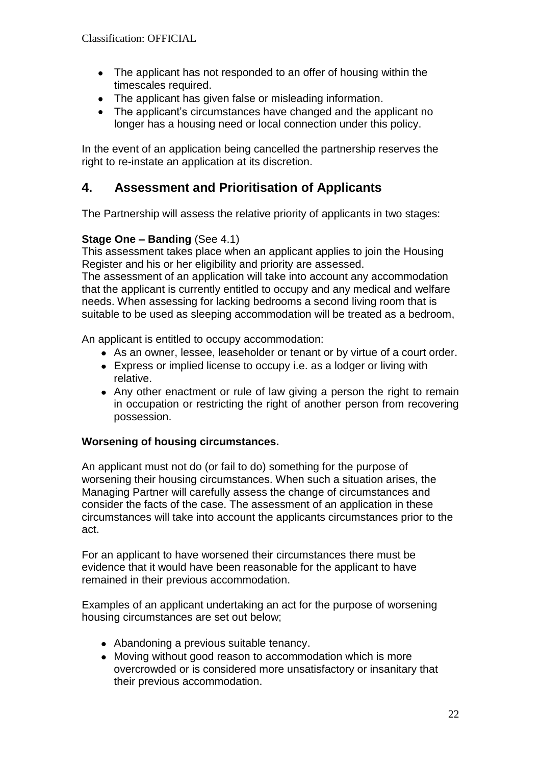- The applicant has not responded to an offer of housing within the timescales required.
- The applicant has given false or misleading information.
- The applicant's circumstances have changed and the applicant no longer has a housing need or local connection under this policy.

In the event of an application being cancelled the partnership reserves the right to re-instate an application at its discretion.

## 4. Assessment and Prioritisation of Applicants

The Partnership will assess the relative priority of applicants in two stages:

**Stage One – Banding** (See 4.1)
This assessment takes place when an applicant applies to join the Housing Register and his or her eligibility and priority are assessed.
The assessment of an application will take into account any accommodation that the applicant is currently entitled to occupy and any medical and welfare needs. When assessing for lacking bedrooms a second living room that is suitable to be used as sleeping accommodation will be treated as a bedroom,

An applicant is entitled to occupy accommodation:

- As an owner, lessee, leaseholder or tenant or by virtue of a court order.
- Express or implied license to occupy i.e. as a lodger or living with relative.
- Any other enactment or rule of law giving a person the right to remain in occupation or restricting the right of another person from recovering possession.

**Worsening of housing circumstances.**

An applicant must not do (or fail to do) something for the purpose of worsening their housing circumstances. When such a situation arises, the Managing Partner will carefully assess the change of circumstances and consider the facts of the case. The assessment of an application in these circumstances will take into account the applicants circumstances prior to the act.

For an applicant to have worsened their circumstances there must be evidence that it would have been reasonable for the applicant to have remained in their previous accommodation.

Examples of an applicant undertaking an act for the purpose of worsening housing circumstances are set out below;

- Abandoning a previous suitable tenancy.
- Moving without good reason to accommodation which is more overcrowded or is considered more unsatisfactory or insanitary that their previous accommodation.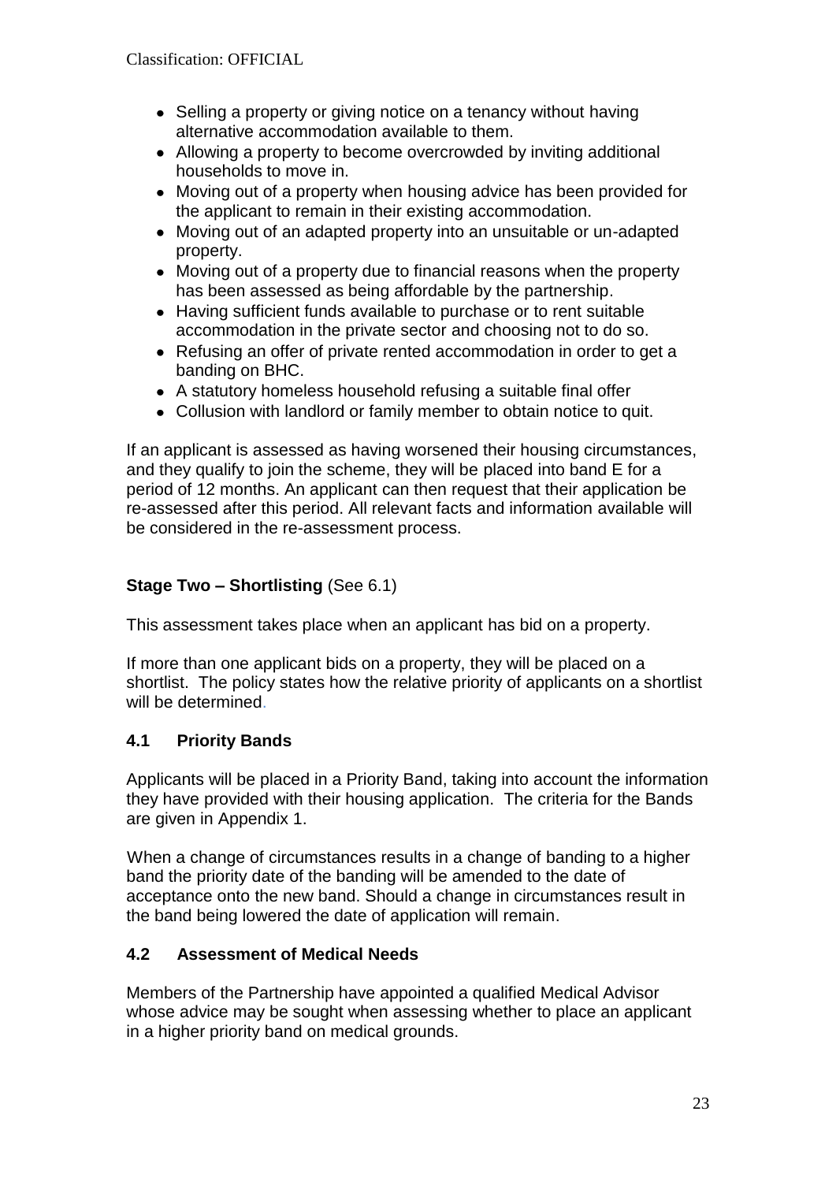- Selling a property or giving notice on a tenancy without having alternative accommodation available to them.
- Allowing a property to become overcrowded by inviting additional households to move in.
- Moving out of a property when housing advice has been provided for the applicant to remain in their existing accommodation.
- Moving out of an adapted property into an unsuitable or un-adapted property.
- Moving out of a property due to financial reasons when the property has been assessed as being affordable by the partnership.
- Having sufficient funds available to purchase or to rent suitable accommodation in the private sector and choosing not to do so.
- Refusing an offer of private rented accommodation in order to get a banding on BHC.
- A statutory homeless household refusing a suitable final offer
- Collusion with landlord or family member to obtain notice to quit.

If an applicant is assessed as having worsened their housing circumstances, and they qualify to join the scheme, they will be placed into band E for a period of 12 months. An applicant can then request that their application be re-assessed after this period. All relevant facts and information available will be considered in the re-assessment process.

**Stage Two – Shortlisting** (See 6.1)

This assessment takes place when an applicant has bid on a property.

If more than one applicant bids on a property, they will be placed on a shortlist. The policy states how the relative priority of applicants on a shortlist will be determined.

## 4.1 Priority Bands

Applicants will be placed in a Priority Band, taking into account the information they have provided with their housing application. The criteria for the Bands are given in Appendix 1.

When a change of circumstances results in a change of banding to a higher band the priority date of the banding will be amended to the date of acceptance onto the new band. Should a change in circumstances result in the band being lowered the date of application will remain.

## 4.2 Assessment of Medical Needs

Members of the Partnership have appointed a qualified Medical Advisor whose advice may be sought when assessing whether to place an applicant in a higher priority band on medical grounds.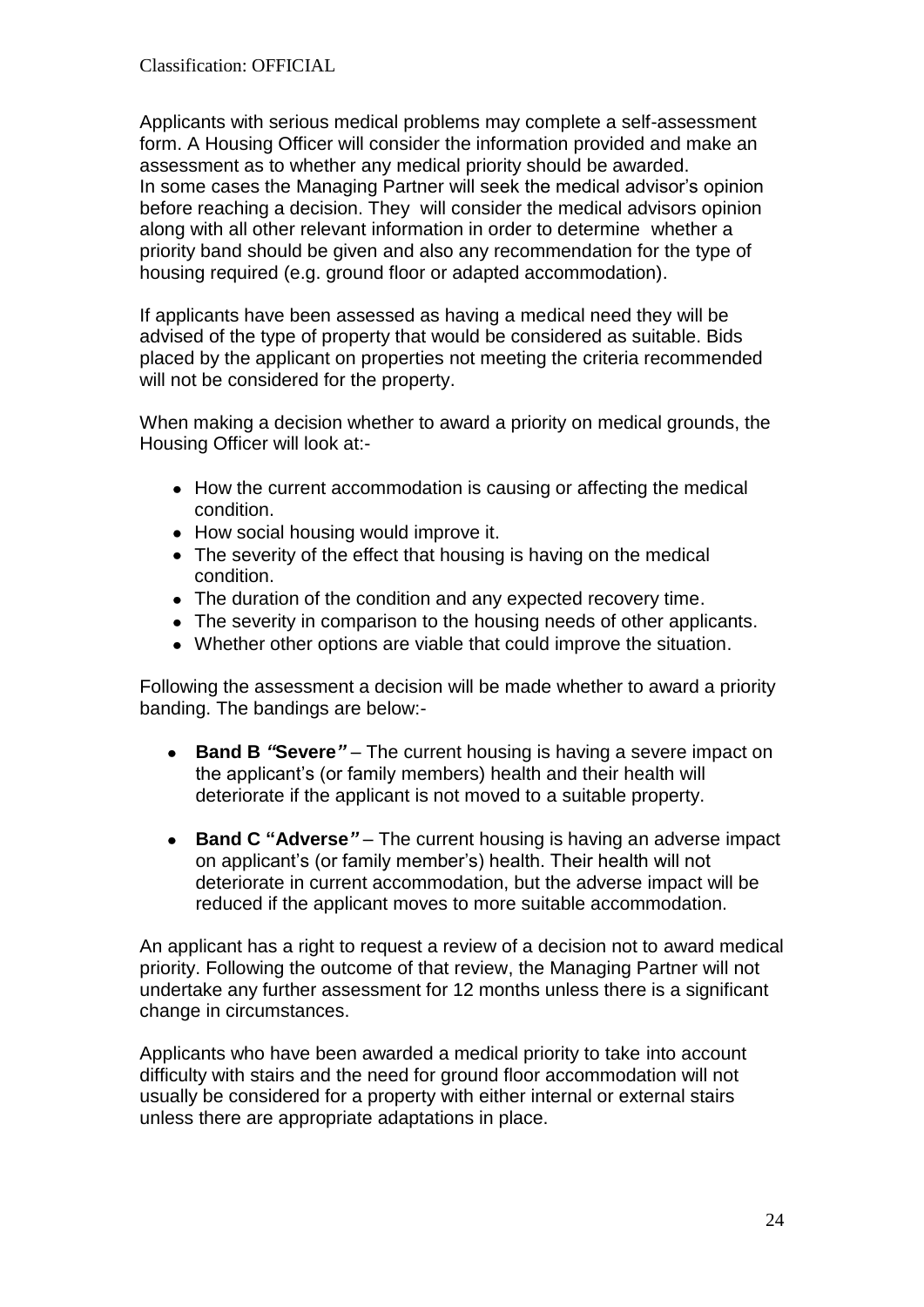Applicants with serious medical problems may complete a self-assessment form. A Housing Officer will consider the information provided and make an assessment as to whether any medical priority should be awarded.
In some cases the Managing Partner will seek the medical advisor's opinion before reaching a decision. They will consider the medical advisors opinion along with all other relevant information in order to determine whether a priority band should be given and also any recommendation for the type of housing required (e.g. ground floor or adapted accommodation).

If applicants have been assessed as having a medical need they will be advised of the type of property that would be considered as suitable. Bids placed by the applicant on properties not meeting the criteria recommended will not be considered for the property.

When making a decision whether to award a priority on medical grounds, the Housing Officer will look at:-

- How the current accommodation is causing or affecting the medical condition.
- How social housing would improve it.
- The severity of the effect that housing is having on the medical condition.
- The duration of the condition and any expected recovery time.
- The severity in comparison to the housing needs of other applicants.
- Whether other options are viable that could improve the situation.

Following the assessment a decision will be made whether to award a priority banding. The bandings are below:-

- **Band B *"*Severe*"*** – The current housing is having a severe impact on the applicant's (or family members) health and their health will deteriorate if the applicant is not moved to a suitable property.

- **Band C "Adverse*"*** – The current housing is having an adverse impact on applicant's (or family member's) health. Their health will not deteriorate in current accommodation, but the adverse impact will be reduced if the applicant moves to more suitable accommodation.

An applicant has a right to request a review of a decision not to award medical priority. Following the outcome of that review, the Managing Partner will not undertake any further assessment for 12 months unless there is a significant change in circumstances.

Applicants who have been awarded a medical priority to take into account difficulty with stairs and the need for ground floor accommodation will not usually be considered for a property with either internal or external stairs unless there are appropriate adaptations in place.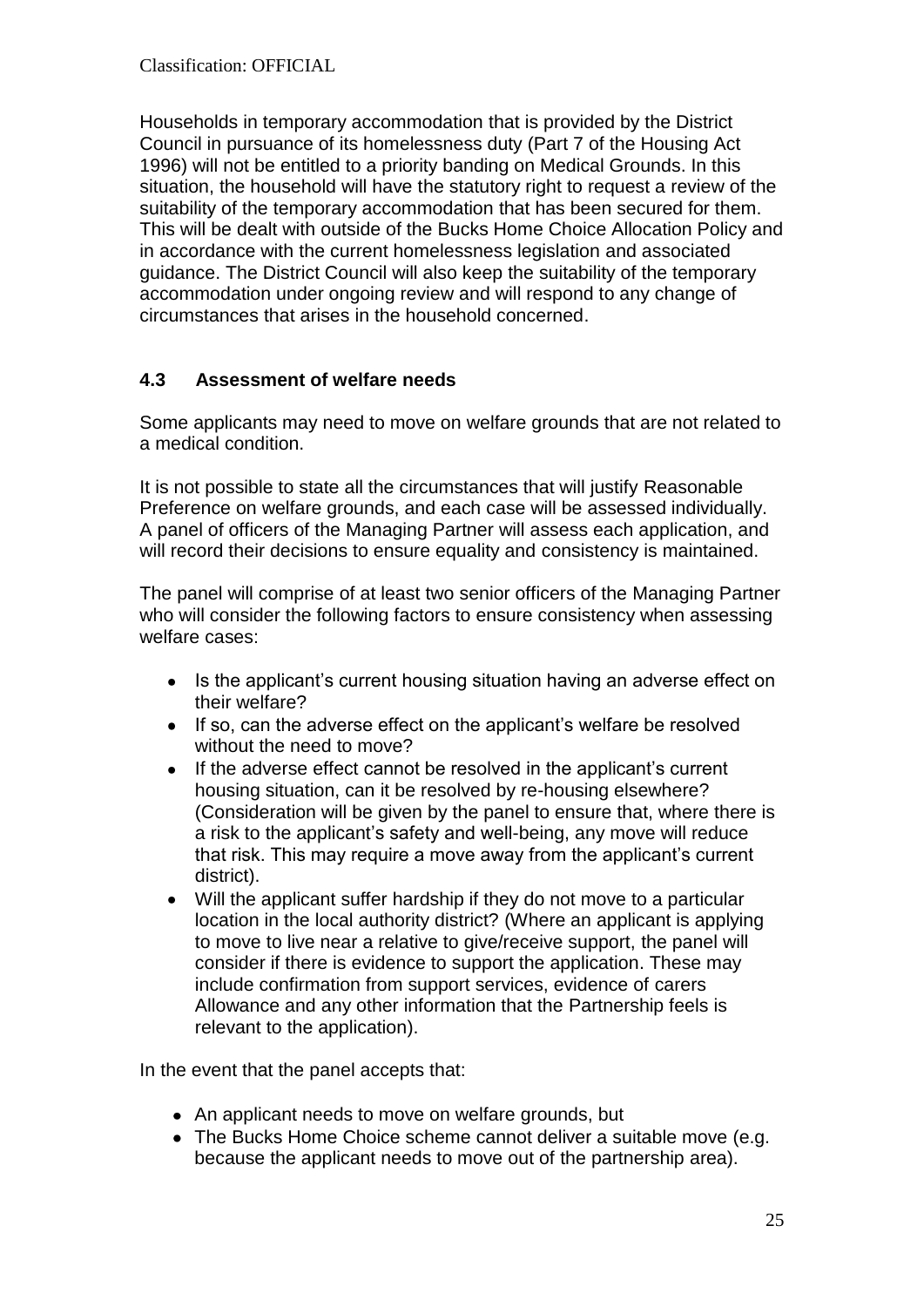Households in temporary accommodation that is provided by the District Council in pursuance of its homelessness duty (Part 7 of the Housing Act 1996) will not be entitled to a priority banding on Medical Grounds. In this situation, the household will have the statutory right to request a review of the suitability of the temporary accommodation that has been secured for them. This will be dealt with outside of the Bucks Home Choice Allocation Policy and in accordance with the current homelessness legislation and associated guidance. The District Council will also keep the suitability of the temporary accommodation under ongoing review and will respond to any change of circumstances that arises in the household concerned.

### 4.3 Assessment of welfare needs

Some applicants may need to move on welfare grounds that are not related to a medical condition.

It is not possible to state all the circumstances that will justify Reasonable Preference on welfare grounds, and each case will be assessed individually. A panel of officers of the Managing Partner will assess each application, and will record their decisions to ensure equality and consistency is maintained.

The panel will comprise of at least two senior officers of the Managing Partner who will consider the following factors to ensure consistency when assessing welfare cases:

- Is the applicant's current housing situation having an adverse effect on their welfare?
- If so, can the adverse effect on the applicant's welfare be resolved without the need to move?
- If the adverse effect cannot be resolved in the applicant's current housing situation, can it be resolved by re-housing elsewhere? (Consideration will be given by the panel to ensure that, where there is a risk to the applicant's safety and well-being, any move will reduce that risk. This may require a move away from the applicant's current district).
- Will the applicant suffer hardship if they do not move to a particular location in the local authority district? (Where an applicant is applying to move to live near a relative to give/receive support, the panel will consider if there is evidence to support the application. These may include confirmation from support services, evidence of carers Allowance and any other information that the Partnership feels is relevant to the application).

In the event that the panel accepts that:

- An applicant needs to move on welfare grounds, but
- The Bucks Home Choice scheme cannot deliver a suitable move (e.g. because the applicant needs to move out of the partnership area).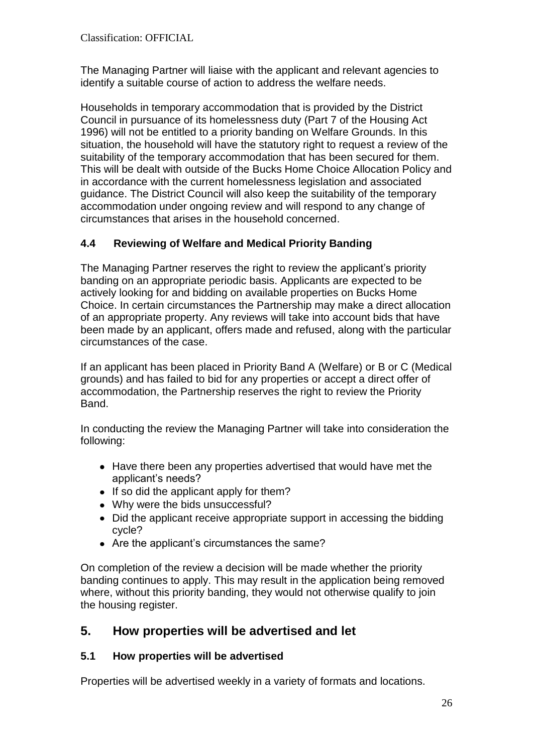The Managing Partner will liaise with the applicant and relevant agencies to identify a suitable course of action to address the welfare needs.

Households in temporary accommodation that is provided by the District Council in pursuance of its homelessness duty (Part 7 of the Housing Act 1996) will not be entitled to a priority banding on Welfare Grounds. In this situation, the household will have the statutory right to request a review of the suitability of the temporary accommodation that has been secured for them. This will be dealt with outside of the Bucks Home Choice Allocation Policy and in accordance with the current homelessness legislation and associated guidance. The District Council will also keep the suitability of the temporary accommodation under ongoing review and will respond to any change of circumstances that arises in the household concerned.

### 4.4 Reviewing of Welfare and Medical Priority Banding

The Managing Partner reserves the right to review the applicant's priority banding on an appropriate periodic basis. Applicants are expected to be actively looking for and bidding on available properties on Bucks Home Choice. In certain circumstances the Partnership may make a direct allocation of an appropriate property. Any reviews will take into account bids that have been made by an applicant, offers made and refused, along with the particular circumstances of the case.

If an applicant has been placed in Priority Band A (Welfare) or B or C (Medical grounds) and has failed to bid for any properties or accept a direct offer of accommodation, the Partnership reserves the right to review the Priority Band.

In conducting the review the Managing Partner will take into consideration the following:

- Have there been any properties advertised that would have met the applicant's needs?
- If so did the applicant apply for them?
- Why were the bids unsuccessful?
- Did the applicant receive appropriate support in accessing the bidding cycle?
- Are the applicant's circumstances the same?

On completion of the review a decision will be made whether the priority banding continues to apply. This may result in the application being removed where, without this priority banding, they would not otherwise qualify to join the housing register.

## 5. How properties will be advertised and let

### 5.1 How properties will be advertised

Properties will be advertised weekly in a variety of formats and locations.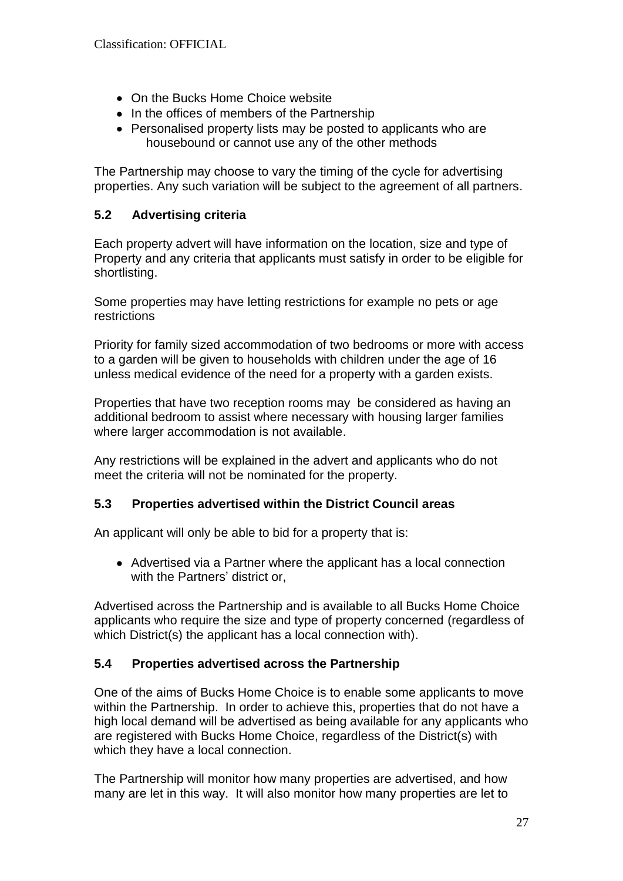- On the Bucks Home Choice website
- In the offices of members of the Partnership
- Personalised property lists may be posted to applicants who are housebound or cannot use any of the other methods

The Partnership may choose to vary the timing of the cycle for advertising properties. Any such variation will be subject to the agreement of all partners.

### 5.2 Advertising criteria

Each property advert will have information on the location, size and type of Property and any criteria that applicants must satisfy in order to be eligible for shortlisting.

Some properties may have letting restrictions for example no pets or age restrictions

Priority for family sized accommodation of two bedrooms or more with access to a garden will be given to households with children under the age of 16 unless medical evidence of the need for a property with a garden exists.

Properties that have two reception rooms may be considered as having an additional bedroom to assist where necessary with housing larger families where larger accommodation is not available.

Any restrictions will be explained in the advert and applicants who do not meet the criteria will not be nominated for the property.

### 5.3 Properties advertised within the District Council areas

An applicant will only be able to bid for a property that is:

- Advertised via a Partner where the applicant has a local connection with the Partners' district or,

Advertised across the Partnership and is available to all Bucks Home Choice applicants who require the size and type of property concerned (regardless of which District(s) the applicant has a local connection with).

### 5.4 Properties advertised across the Partnership

One of the aims of Bucks Home Choice is to enable some applicants to move within the Partnership. In order to achieve this, properties that do not have a high local demand will be advertised as being available for any applicants who are registered with Bucks Home Choice, regardless of the District(s) with which they have a local connection.

The Partnership will monitor how many properties are advertised, and how many are let in this way. It will also monitor how many properties are let to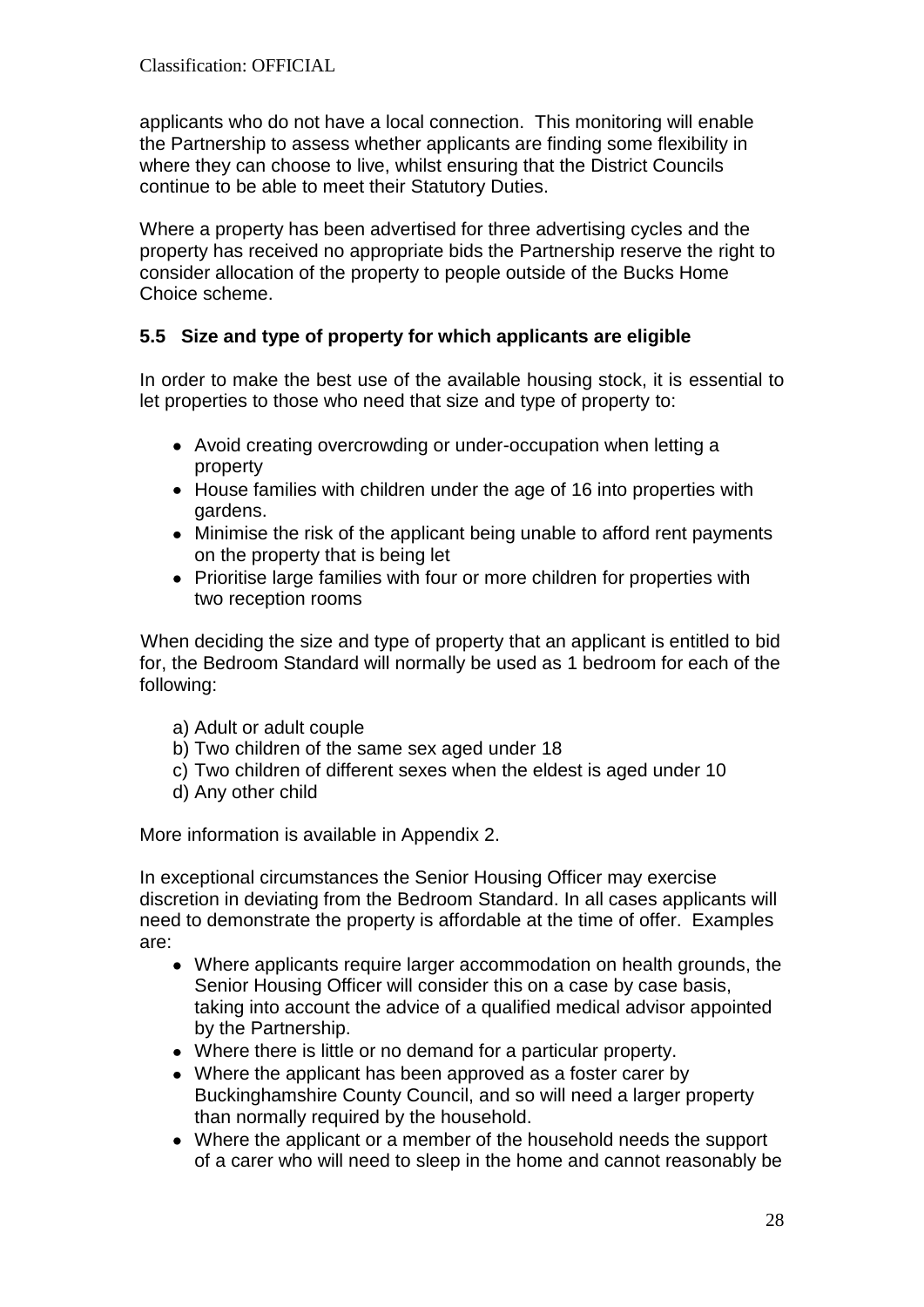applicants who do not have a local connection. This monitoring will enable the Partnership to assess whether applicants are finding some flexibility in where they can choose to live, whilst ensuring that the District Councils continue to be able to meet their Statutory Duties.

Where a property has been advertised for three advertising cycles and the property has received no appropriate bids the Partnership reserve the right to consider allocation of the property to people outside of the Bucks Home Choice scheme.

### 5.5 Size and type of property for which applicants are eligible

In order to make the best use of the available housing stock, it is essential to let properties to those who need that size and type of property to:

- Avoid creating overcrowding or under-occupation when letting a property
- House families with children under the age of 16 into properties with gardens.
- Minimise the risk of the applicant being unable to afford rent payments on the property that is being let
- Prioritise large families with four or more children for properties with two reception rooms

When deciding the size and type of property that an applicant is entitled to bid for, the Bedroom Standard will normally be used as 1 bedroom for each of the following:

a) Adult or adult couple
b) Two children of the same sex aged under 18
c) Two children of different sexes when the eldest is aged under 10
d) Any other child

More information is available in Appendix 2.

In exceptional circumstances the Senior Housing Officer may exercise discretion in deviating from the Bedroom Standard. In all cases applicants will need to demonstrate the property is affordable at the time of offer. Examples are:

- Where applicants require larger accommodation on health grounds, the Senior Housing Officer will consider this on a case by case basis, taking into account the advice of a qualified medical advisor appointed by the Partnership.
- Where there is little or no demand for a particular property.
- Where the applicant has been approved as a foster carer by Buckinghamshire County Council, and so will need a larger property than normally required by the household.
- Where the applicant or a member of the household needs the support of a carer who will need to sleep in the home and cannot reasonably be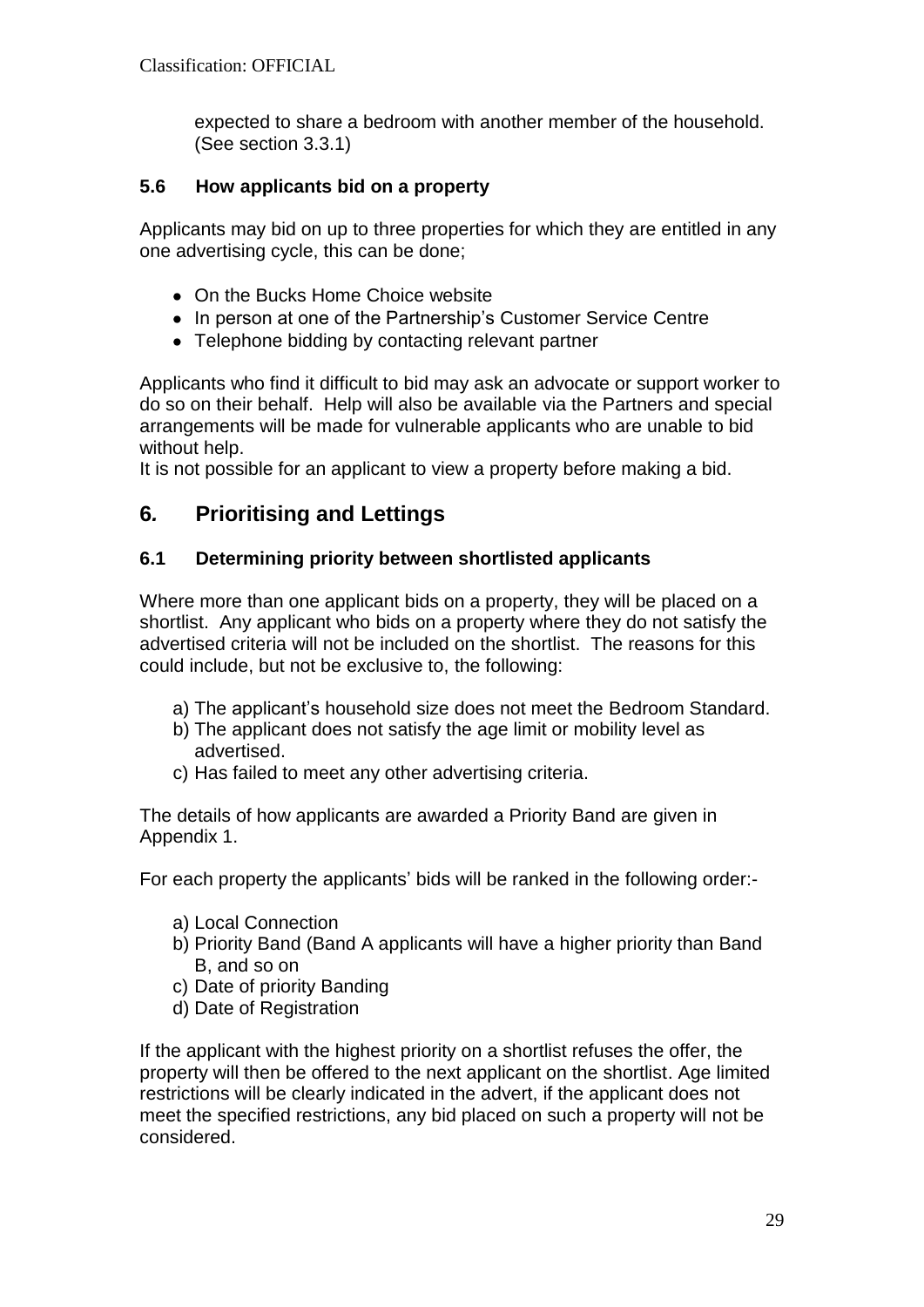expected to share a bedroom with another member of the household. (See section 3.3.1)

### 5.6 How applicants bid on a property

Applicants may bid on up to three properties for which they are entitled in any one advertising cycle, this can be done;

- On the Bucks Home Choice website
- In person at one of the Partnership's Customer Service Centre
- Telephone bidding by contacting relevant partner

Applicants who find it difficult to bid may ask an advocate or support worker to do so on their behalf. Help will also be available via the Partners and special arrangements will be made for vulnerable applicants who are unable to bid without help.
It is not possible for an applicant to view a property before making a bid.

## 6. Prioritising and Lettings

### 6.1 Determining priority between shortlisted applicants

Where more than one applicant bids on a property, they will be placed on a shortlist. Any applicant who bids on a property where they do not satisfy the advertised criteria will not be included on the shortlist. The reasons for this could include, but not be exclusive to, the following:

a) The applicant's household size does not meet the Bedroom Standard.
b) The applicant does not satisfy the age limit or mobility level as advertised.
c) Has failed to meet any other advertising criteria.

The details of how applicants are awarded a Priority Band are given in Appendix 1.

For each property the applicants' bids will be ranked in the following order:-

a) Local Connection
b) Priority Band (Band A applicants will have a higher priority than Band B, and so on
c) Date of priority Banding
d) Date of Registration

If the applicant with the highest priority on a shortlist refuses the offer, the property will then be offered to the next applicant on the shortlist. Age limited restrictions will be clearly indicated in the advert, if the applicant does not meet the specified restrictions, any bid placed on such a property will not be considered.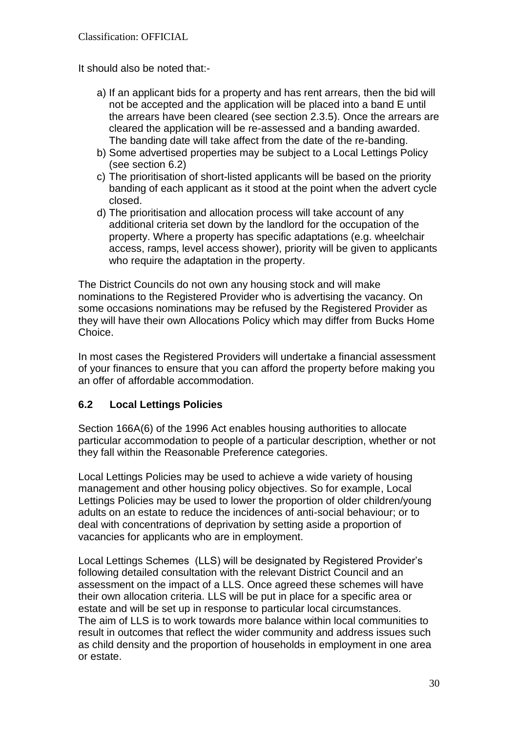It should also be noted that:-

a) If an applicant bids for a property and has rent arrears, then the bid will not be accepted and the application will be placed into a band E until the arrears have been cleared (see section 2.3.5). Once the arrears are cleared the application will be re-assessed and a banding awarded. The banding date will take affect from the date of the re-banding.
b) Some advertised properties may be subject to a Local Lettings Policy (see section 6.2)
c) The prioritisation of short-listed applicants will be based on the priority banding of each applicant as it stood at the point when the advert cycle closed.
d) The prioritisation and allocation process will take account of any additional criteria set down by the landlord for the occupation of the property. Where a property has specific adaptations (e.g. wheelchair access, ramps, level access shower), priority will be given to applicants who require the adaptation in the property.

The District Councils do not own any housing stock and will make nominations to the Registered Provider who is advertising the vacancy. On some occasions nominations may be refused by the Registered Provider as they will have their own Allocations Policy which may differ from Bucks Home Choice.

In most cases the Registered Providers will undertake a financial assessment of your finances to ensure that you can afford the property before making you an offer of affordable accommodation.

### 6.2 Local Lettings Policies

Section 166A(6) of the 1996 Act enables housing authorities to allocate particular accommodation to people of a particular description, whether or not they fall within the Reasonable Preference categories.

Local Lettings Policies may be used to achieve a wide variety of housing management and other housing policy objectives. So for example, Local Lettings Policies may be used to lower the proportion of older children/young adults on an estate to reduce the incidences of anti-social behaviour; or to deal with concentrations of deprivation by setting aside a proportion of vacancies for applicants who are in employment.

Local Lettings Schemes (LLS) will be designated by Registered Provider's following detailed consultation with the relevant District Council and an assessment on the impact of a LLS. Once agreed these schemes will have their own allocation criteria. LLS will be put in place for a specific area or estate and will be set up in response to particular local circumstances. The aim of LLS is to work towards more balance within local communities to result in outcomes that reflect the wider community and address issues such as child density and the proportion of households in employment in one area or estate.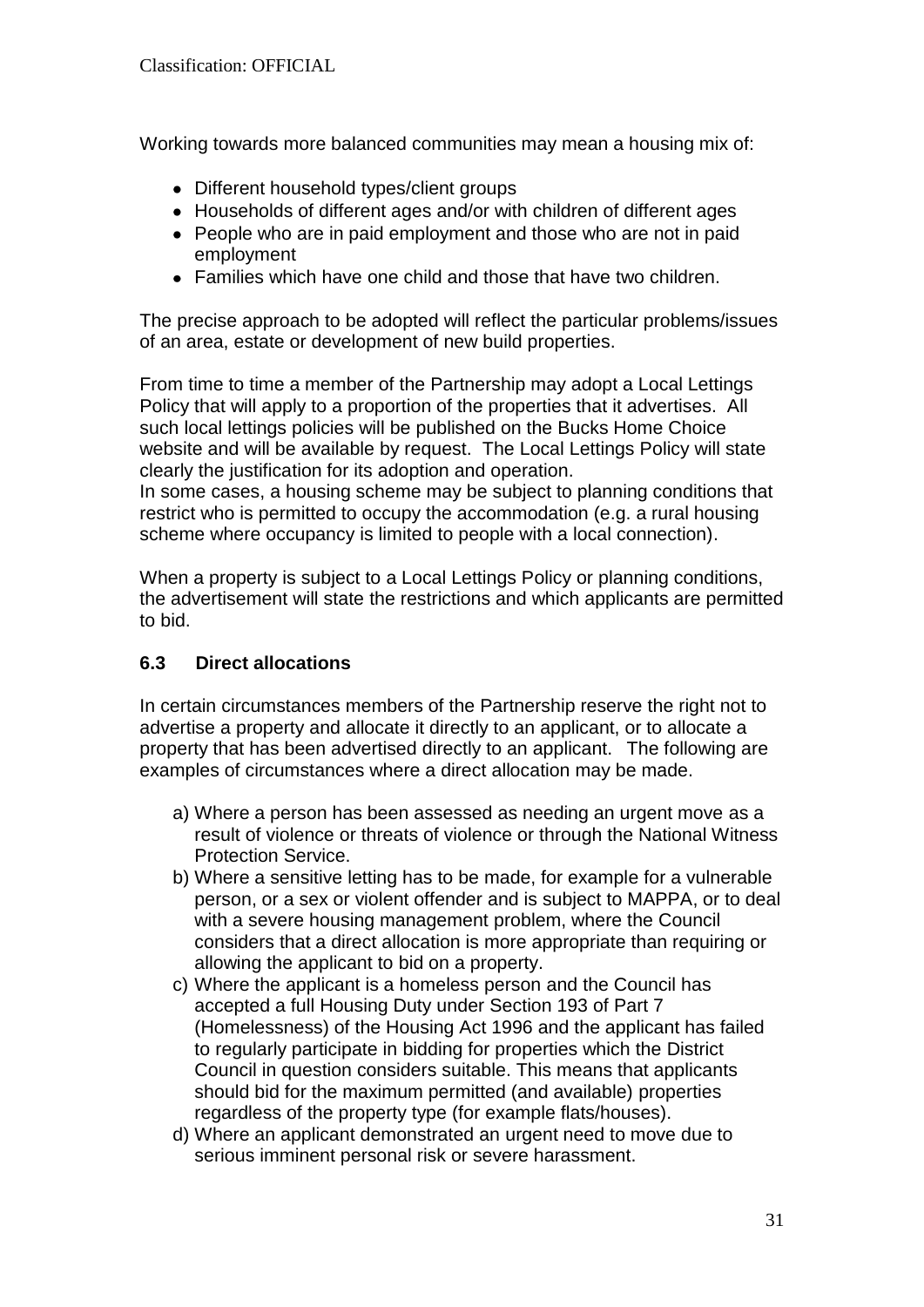Working towards more balanced communities may mean a housing mix of:

- Different household types/client groups
- Households of different ages and/or with children of different ages
- People who are in paid employment and those who are not in paid employment
- Families which have one child and those that have two children.

The precise approach to be adopted will reflect the particular problems/issues of an area, estate or development of new build properties.

From time to time a member of the Partnership may adopt a Local Lettings Policy that will apply to a proportion of the properties that it advertises. All such local lettings policies will be published on the Bucks Home Choice website and will be available by request. The Local Lettings Policy will state clearly the justification for its adoption and operation.
In some cases, a housing scheme may be subject to planning conditions that restrict who is permitted to occupy the accommodation (e.g. a rural housing scheme where occupancy is limited to people with a local connection).

When a property is subject to a Local Lettings Policy or planning conditions, the advertisement will state the restrictions and which applicants are permitted to bid.

### 6.3 Direct allocations

In certain circumstances members of the Partnership reserve the right not to advertise a property and allocate it directly to an applicant, or to allocate a property that has been advertised directly to an applicant. The following are examples of circumstances where a direct allocation may be made.

a) Where a person has been assessed as needing an urgent move as a result of violence or threats of violence or through the National Witness Protection Service.
b) Where a sensitive letting has to be made, for example for a vulnerable person, or a sex or violent offender and is subject to MAPPA, or to deal with a severe housing management problem, where the Council considers that a direct allocation is more appropriate than requiring or allowing the applicant to bid on a property.
c) Where the applicant is a homeless person and the Council has accepted a full Housing Duty under Section 193 of Part 7 (Homelessness) of the Housing Act 1996 and the applicant has failed to regularly participate in bidding for properties which the District Council in question considers suitable. This means that applicants should bid for the maximum permitted (and available) properties regardless of the property type (for example flats/houses).
d) Where an applicant demonstrated an urgent need to move due to serious imminent personal risk or severe harassment.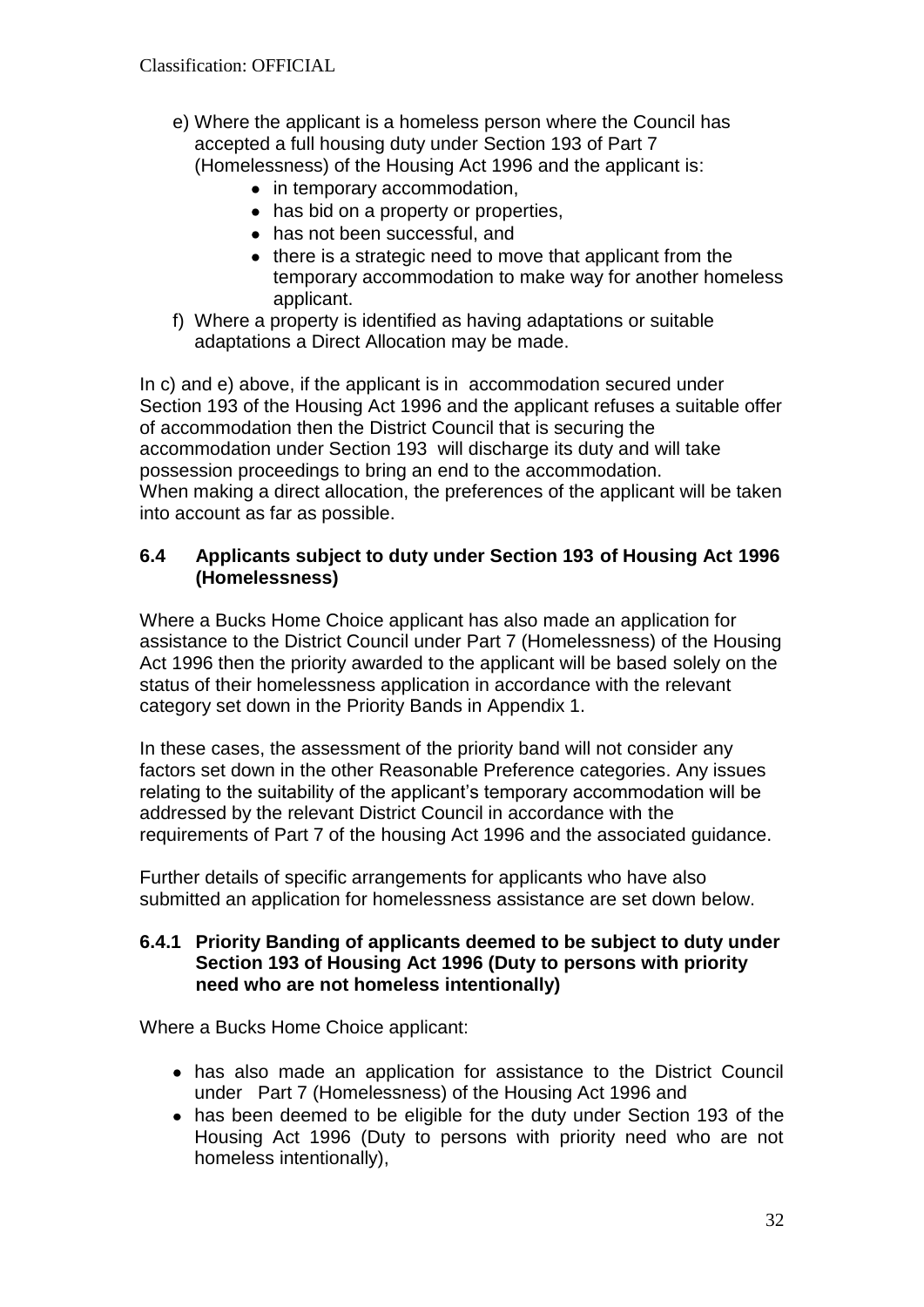e) Where the applicant is a homeless person where the Council has accepted a full housing duty under Section 193 of Part 7 (Homelessness) of the Housing Act 1996 and the applicant is:
    - in temporary accommodation,
    - has bid on a property or properties,
    - has not been successful, and
    - there is a strategic need to move that applicant from the temporary accommodation to make way for another homeless applicant.

f) Where a property is identified as having adaptations or suitable adaptations a Direct Allocation may be made.

In c) and e) above, if the applicant is in accommodation secured under Section 193 of the Housing Act 1996 and the applicant refuses a suitable offer of accommodation then the District Council that is securing the accommodation under Section 193 will discharge its duty and will take possession proceedings to bring an end to the accommodation.
When making a direct allocation, the preferences of the applicant will be taken into account as far as possible.

### 6.4 Applicants subject to duty under Section 193 of Housing Act 1996 (Homelessness)

Where a Bucks Home Choice applicant has also made an application for assistance to the District Council under Part 7 (Homelessness) of the Housing Act 1996 then the priority awarded to the applicant will be based solely on the status of their homelessness application in accordance with the relevant category set down in the Priority Bands in Appendix 1.

In these cases, the assessment of the priority band will not consider any factors set down in the other Reasonable Preference categories. Any issues relating to the suitability of the applicant's temporary accommodation will be addressed by the relevant District Council in accordance with the requirements of Part 7 of the housing Act 1996 and the associated guidance.

Further details of specific arrangements for applicants who have also submitted an application for homelessness assistance are set down below.

#### 6.4.1 Priority Banding of applicants deemed to be subject to duty under Section 193 of Housing Act 1996 (Duty to persons with priority need who are not homeless intentionally)

Where a Bucks Home Choice applicant:

- has also made an application for assistance to the District Council under Part 7 (Homelessness) of the Housing Act 1996 and
- has been deemed to be eligible for the duty under Section 193 of the Housing Act 1996 (Duty to persons with priority need who are not homeless intentionally),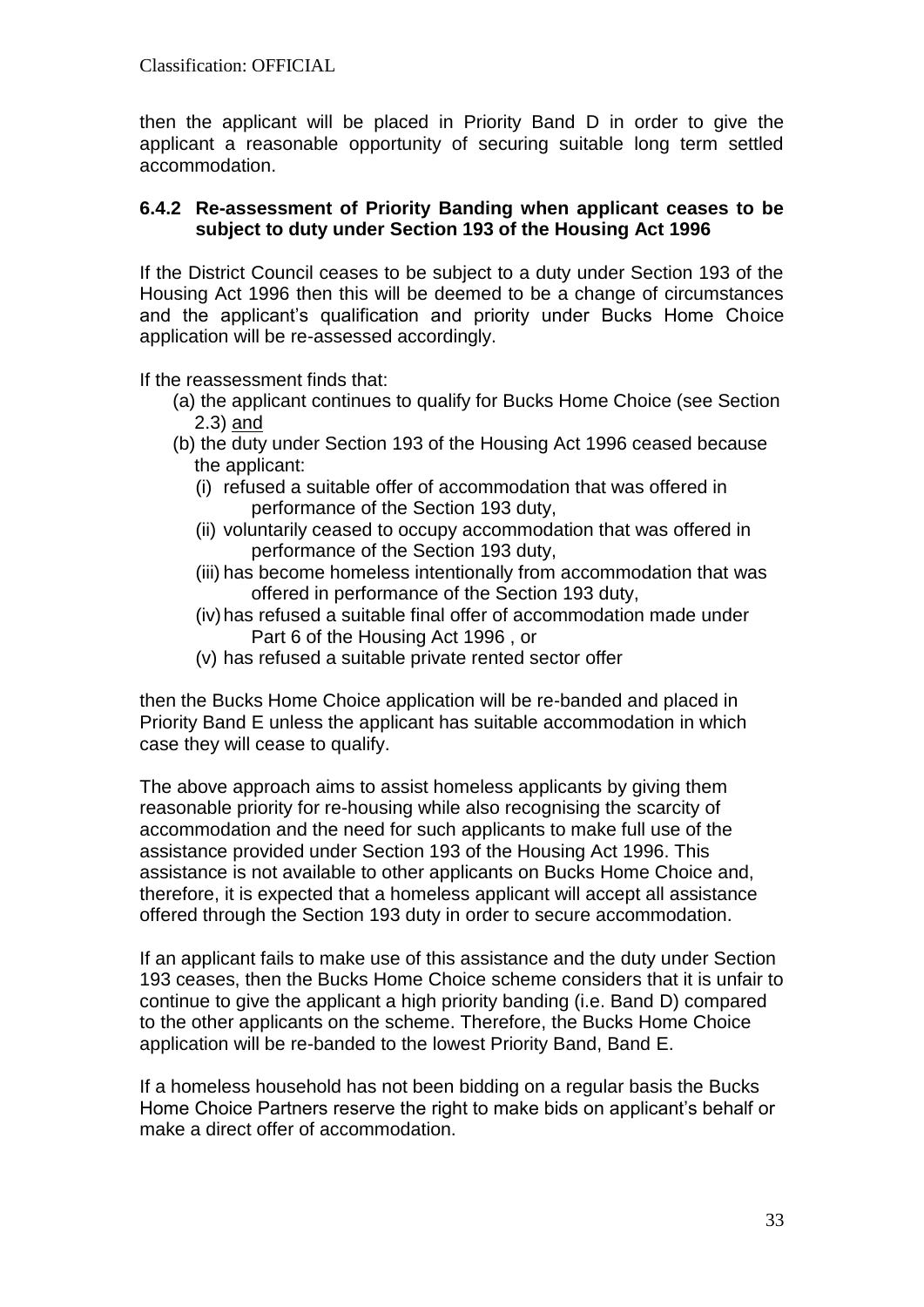then the applicant will be placed in Priority Band D in order to give the applicant a reasonable opportunity of securing suitable long term settled accommodation.

### 6.4.2 Re-assessment of Priority Banding when applicant ceases to be subject to duty under Section 193 of the Housing Act 1996

If the District Council ceases to be subject to a duty under Section 193 of the Housing Act 1996 then this will be deemed to be a change of circumstances and the applicant's qualification and priority under Bucks Home Choice application will be re-assessed accordingly.

If the reassessment finds that:

(a) the applicant continues to qualify for Bucks Home Choice (see Section 2.3) <u>and</u>

(b) the duty under Section 193 of the Housing Act 1996 ceased because the applicant:

   (i) refused a suitable offer of accommodation that was offered in performance of the Section 193 duty,

   (ii) voluntarily ceased to occupy accommodation that was offered in performance of the Section 193 duty,

   (iii) has become homeless intentionally from accommodation that was offered in performance of the Section 193 duty,

   (iv) has refused a suitable final offer of accommodation made under Part 6 of the Housing Act 1996 , or

   (v) has refused a suitable private rented sector offer

then the Bucks Home Choice application will be re-banded and placed in Priority Band E unless the applicant has suitable accommodation in which case they will cease to qualify.

The above approach aims to assist homeless applicants by giving them reasonable priority for re-housing while also recognising the scarcity of accommodation and the need for such applicants to make full use of the assistance provided under Section 193 of the Housing Act 1996. This assistance is not available to other applicants on Bucks Home Choice and, therefore, it is expected that a homeless applicant will accept all assistance offered through the Section 193 duty in order to secure accommodation.

If an applicant fails to make use of this assistance and the duty under Section 193 ceases, then the Bucks Home Choice scheme considers that it is unfair to continue to give the applicant a high priority banding (i.e. Band D) compared to the other applicants on the scheme. Therefore, the Bucks Home Choice application will be re-banded to the lowest Priority Band, Band E.

If a homeless household has not been bidding on a regular basis the Bucks Home Choice Partners reserve the right to make bids on applicant's behalf or make a direct offer of accommodation.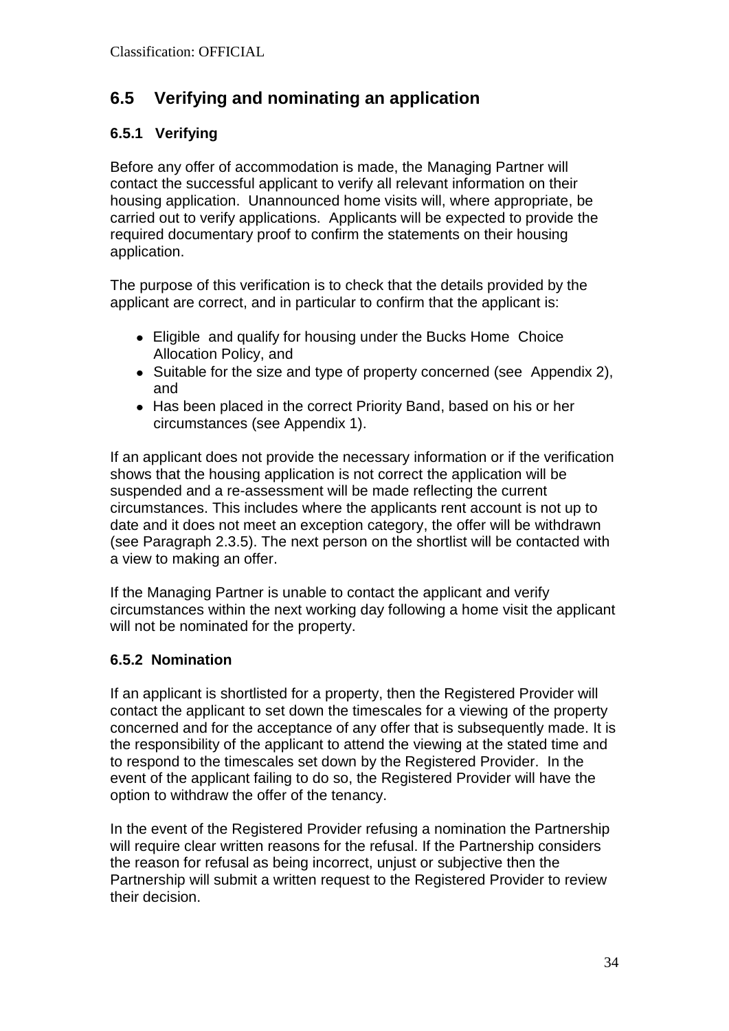## 6.5 Verifying and nominating an application

### 6.5.1 Verifying

Before any offer of accommodation is made, the Managing Partner will contact the successful applicant to verify all relevant information on their housing application. Unannounced home visits will, where appropriate, be carried out to verify applications. Applicants will be expected to provide the required documentary proof to confirm the statements on their housing application.

The purpose of this verification is to check that the details provided by the applicant are correct, and in particular to confirm that the applicant is:

- Eligible and qualify for housing under the Bucks Home Choice Allocation Policy, and
- Suitable for the size and type of property concerned (see Appendix 2), and
- Has been placed in the correct Priority Band, based on his or her circumstances (see Appendix 1).

If an applicant does not provide the necessary information or if the verification shows that the housing application is not correct the application will be suspended and a re-assessment will be made reflecting the current circumstances. This includes where the applicants rent account is not up to date and it does not meet an exception category, the offer will be withdrawn (see Paragraph 2.3.5). The next person on the shortlist will be contacted with a view to making an offer.

If the Managing Partner is unable to contact the applicant and verify circumstances within the next working day following a home visit the applicant will not be nominated for the property.

### 6.5.2 Nomination

If an applicant is shortlisted for a property, then the Registered Provider will contact the applicant to set down the timescales for a viewing of the property concerned and for the acceptance of any offer that is subsequently made. It is the responsibility of the applicant to attend the viewing at the stated time and to respond to the timescales set down by the Registered Provider. In the event of the applicant failing to do so, the Registered Provider will have the option to withdraw the offer of the tenancy.

In the event of the Registered Provider refusing a nomination the Partnership will require clear written reasons for the refusal. If the Partnership considers the reason for refusal as being incorrect, unjust or subjective then the Partnership will submit a written request to the Registered Provider to review their decision.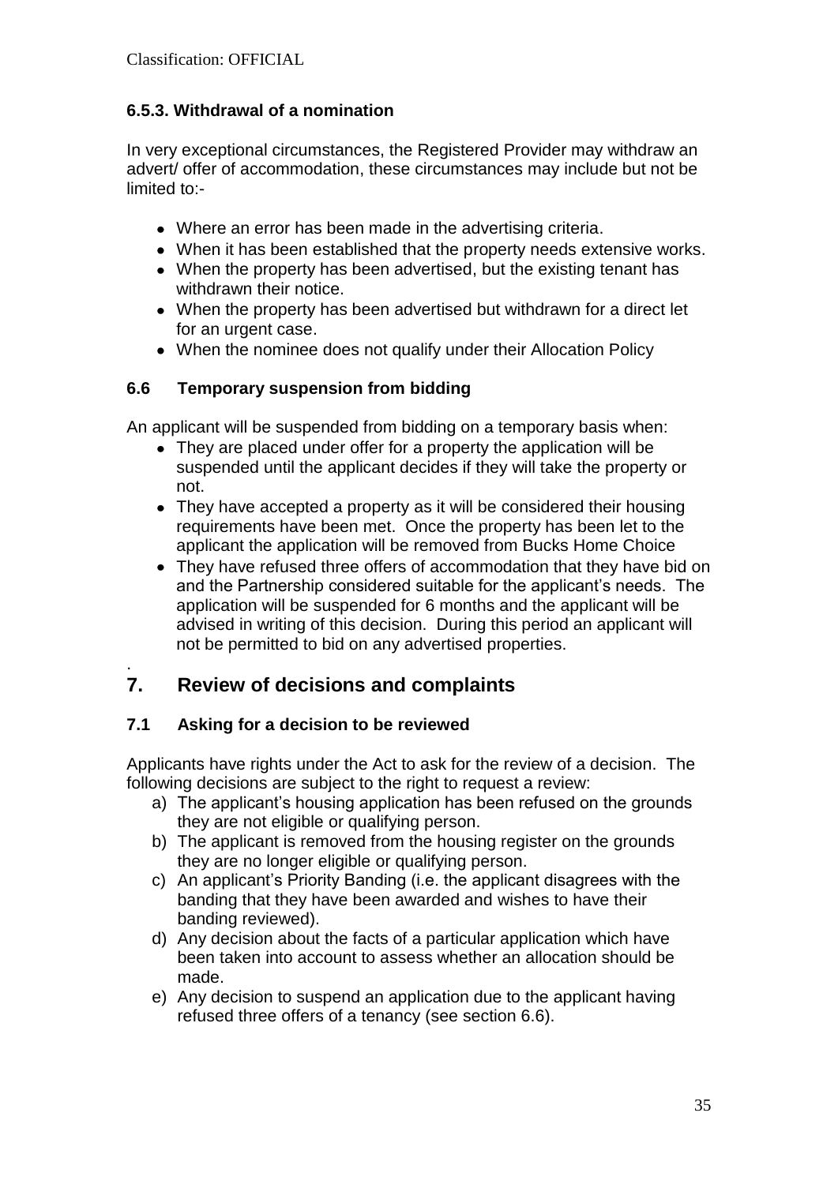### 6.5.3. Withdrawal of a nomination

In very exceptional circumstances, the Registered Provider may withdraw an advert/ offer of accommodation, these circumstances may include but not be limited to:-

- Where an error has been made in the advertising criteria.
- When it has been established that the property needs extensive works.
- When the property has been advertised, but the existing tenant has withdrawn their notice.
- When the property has been advertised but withdrawn for a direct let for an urgent case.
- When the nominee does not qualify under their Allocation Policy

### 6.6 Temporary suspension from bidding

An applicant will be suspended from bidding on a temporary basis when:

- They are placed under offer for a property the application will be suspended until the applicant decides if they will take the property or not.
- They have accepted a property as it will be considered their housing requirements have been met. Once the property has been let to the applicant the application will be removed from Bucks Home Choice
- They have refused three offers of accommodation that they have bid on and the Partnership considered suitable for the applicant's needs. The application will be suspended for 6 months and the applicant will be advised in writing of this decision. During this period an applicant will not be permitted to bid on any advertised properties.

.

## 7. Review of decisions and complaints

### 7.1 Asking for a decision to be reviewed

Applicants have rights under the Act to ask for the review of a decision. The following decisions are subject to the right to request a review:

a) The applicant's housing application has been refused on the grounds they are not eligible or qualifying person.
b) The applicant is removed from the housing register on the grounds they are no longer eligible or qualifying person.
c) An applicant's Priority Banding (i.e. the applicant disagrees with the banding that they have been awarded and wishes to have their banding reviewed).
d) Any decision about the facts of a particular application which have been taken into account to assess whether an allocation should be made.
e) Any decision to suspend an application due to the applicant having refused three offers of a tenancy (see section 6.6).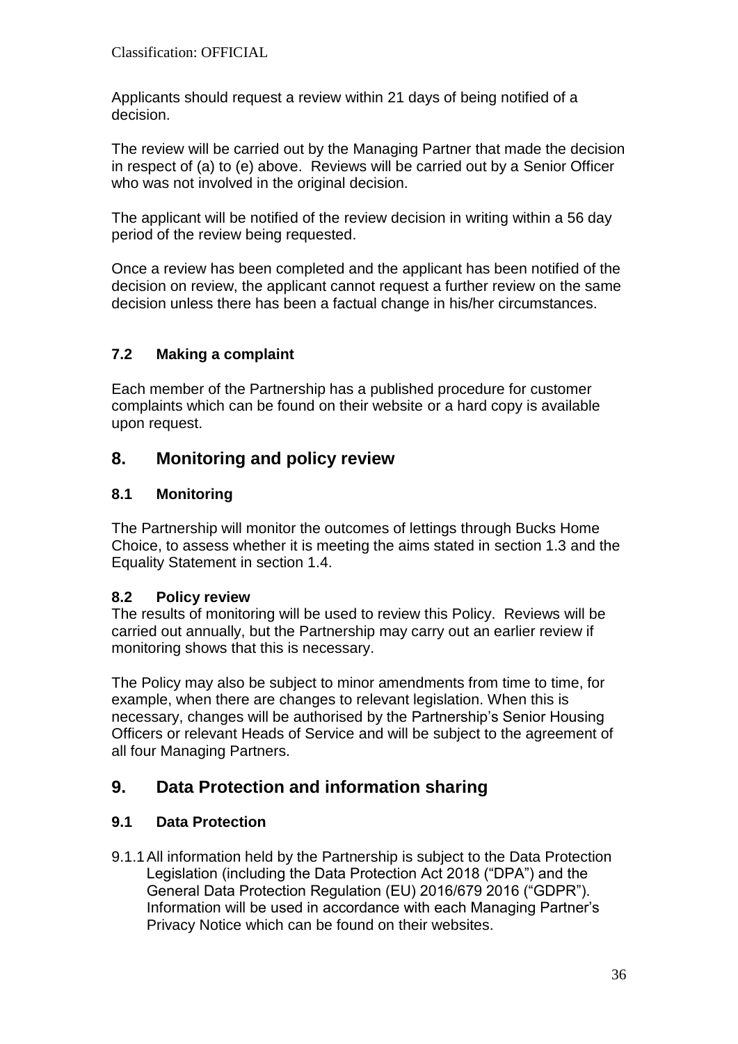Applicants should request a review within 21 days of being notified of a decision.

The review will be carried out by the Managing Partner that made the decision in respect of (a) to (e) above. Reviews will be carried out by a Senior Officer who was not involved in the original decision.

The applicant will be notified of the review decision in writing within a 56 day period of the review being requested.

Once a review has been completed and the applicant has been notified of the decision on review, the applicant cannot request a further review on the same decision unless there has been a factual change in his/her circumstances.

### 7.2 Making a complaint

Each member of the Partnership has a published procedure for customer complaints which can be found on their website or a hard copy is available upon request.

## 8. Monitoring and policy review

### 8.1 Monitoring

The Partnership will monitor the outcomes of lettings through Bucks Home Choice, to assess whether it is meeting the aims stated in section 1.3 and the Equality Statement in section 1.4.

### 8.2 Policy review

The results of monitoring will be used to review this Policy. Reviews will be carried out annually, but the Partnership may carry out an earlier review if monitoring shows that this is necessary.

The Policy may also be subject to minor amendments from time to time, for example, when there are changes to relevant legislation. When this is necessary, changes will be authorised by the Partnership's Senior Housing Officers or relevant Heads of Service and will be subject to the agreement of all four Managing Partners.

## 9. Data Protection and information sharing

### 9.1 Data Protection

9.1.1 All information held by the Partnership is subject to the Data Protection Legislation (including the Data Protection Act 2018 ("DPA") and the General Data Protection Regulation (EU) 2016/679 2016 ("GDPR"). Information will be used in accordance with each Managing Partner's Privacy Notice which can be found on their websites.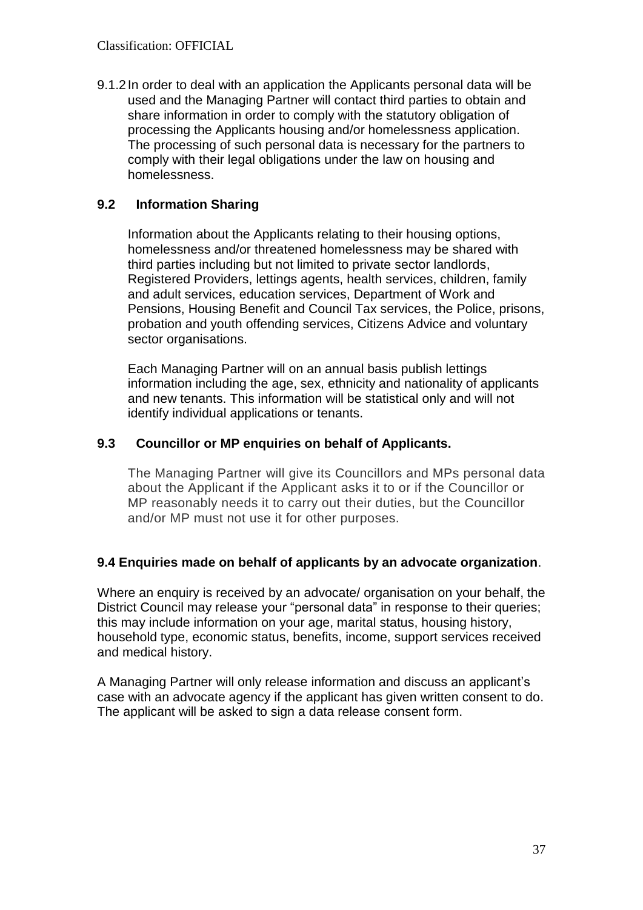9.1.2 In order to deal with an application the Applicants personal data will be used and the Managing Partner will contact third parties to obtain and share information in order to comply with the statutory obligation of processing the Applicants housing and/or homelessness application. The processing of such personal data is necessary for the partners to comply with their legal obligations under the law on housing and homelessness.

### 9.2 Information Sharing

Information about the Applicants relating to their housing options, homelessness and/or threatened homelessness may be shared with third parties including but not limited to private sector landlords, Registered Providers, lettings agents, health services, children, family and adult services, education services, Department of Work and Pensions, Housing Benefit and Council Tax services, the Police, prisons, probation and youth offending services, Citizens Advice and voluntary sector organisations.

Each Managing Partner will on an annual basis publish lettings information including the age, sex, ethnicity and nationality of applicants and new tenants. This information will be statistical only and will not identify individual applications or tenants.

### 9.3 Councillor or MP enquiries on behalf of Applicants.

The Managing Partner will give its Councillors and MPs personal data about the Applicant if the Applicant asks it to or if the Councillor or MP reasonably needs it to carry out their duties, but the Councillor and/or MP must not use it for other purposes.

### 9.4 Enquiries made on behalf of applicants by an advocate organization.

Where an enquiry is received by an advocate/ organisation on your behalf, the District Council may release your "personal data" in response to their queries; this may include information on your age, marital status, housing history, household type, economic status, benefits, income, support services received and medical history.

A Managing Partner will only release information and discuss an applicant's case with an advocate agency if the applicant has given written consent to do. The applicant will be asked to sign a data release consent form.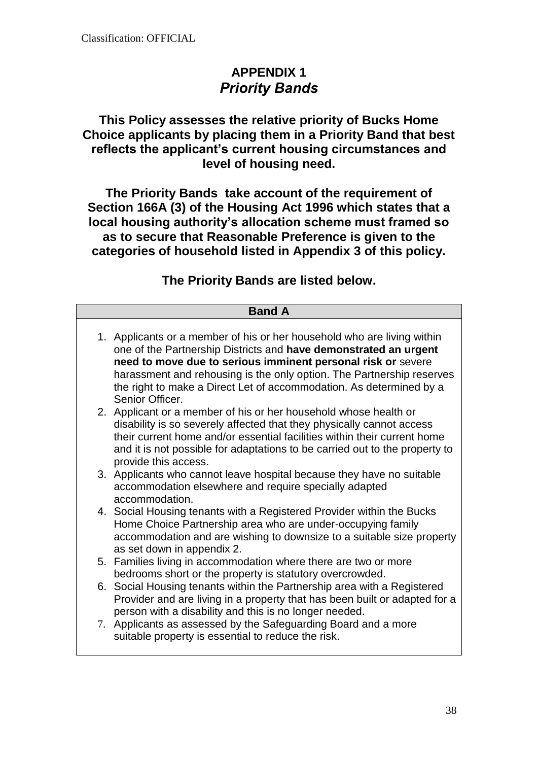Classification: OFFICIAL

# APPENDIX 1
## *Priority Bands*

**This Policy assesses the relative priority of Bucks Home Choice applicants by placing them in a Priority Band that best reflects the applicant's current housing circumstances and level of housing need.**

**The Priority Bands take account of the requirement of Section 166A (3) of the Housing Act 1996 which states that a local housing authority's allocation scheme must framed so as to secure that Reasonable Preference is given to the categories of household listed in Appendix 3 of this policy.**

**The Priority Bands are listed below.**

| Band A |
|---|
| 1. Applicants or a member of his or her household who are living within one of the Partnership Districts and **have demonstrated an urgent need to move due to serious imminent personal risk or** severe harassment and rehousing is the only option. The Partnership reserves the right to make a Direct Let of accommodation. As determined by a Senior Officer.<br>2. Applicant or a member of his or her household whose health or disability is so severely affected that they physically cannot access their current home and/or essential facilities within their current home and it is not possible for adaptations to be carried out to the property to provide this access.<br>3. Applicants who cannot leave hospital because they have no suitable accommodation elsewhere and require specially adapted accommodation.<br>4. Social Housing tenants with a Registered Provider within the Bucks Home Choice Partnership area who are under-occupying family accommodation and are wishing to downsize to a suitable size property as set down in appendix 2.<br>5. Families living in accommodation where there are two or more bedrooms short or the property is statutory overcrowded.<br>6. Social Housing tenants within the Partnership area with a Registered Provider and are living in a property that has been built or adapted for a person with a disability and this is no longer needed.<br>7. Applicants as assessed by the Safeguarding Board and a more suitable property is essential to reduce the risk. |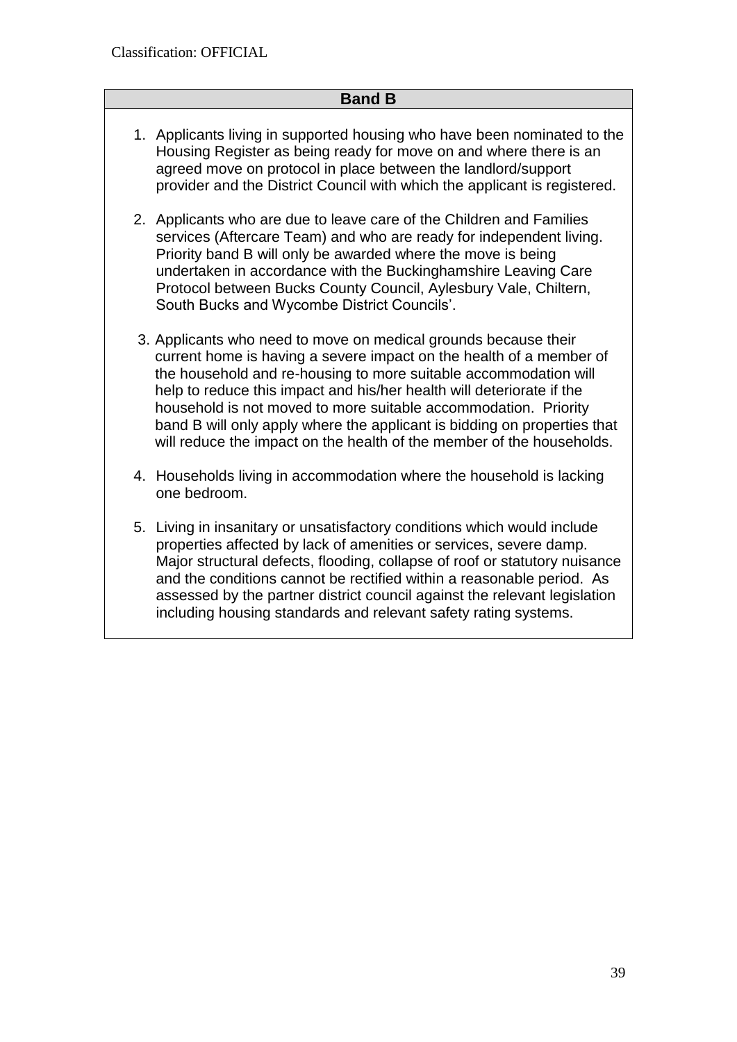Classification: OFFICIAL

| Band B |
|---|
| 1. Applicants living in supported housing who have been nominated to the Housing Register as being ready for move on and where there is an agreed move on protocol in place between the landlord/support provider and the District Council with which the applicant is registered.<br><br>2. Applicants who are due to leave care of the Children and Families services (Aftercare Team) and who are ready for independent living. Priority band B will only be awarded where the move is being undertaken in accordance with the Buckinghamshire Leaving Care Protocol between Bucks County Council, Aylesbury Vale, Chiltern, South Bucks and Wycombe District Councils'.<br><br>3. Applicants who need to move on medical grounds because their current home is having a severe impact on the health of a member of the household and re-housing to more suitable accommodation will help to reduce this impact and his/her health will deteriorate if the household is not moved to more suitable accommodation. Priority band B will only apply where the applicant is bidding on properties that will reduce the impact on the health of the member of the households.<br><br>4. Households living in accommodation where the household is lacking one bedroom.<br><br>5. Living in insanitary or unsatisfactory conditions which would include properties affected by lack of amenities or services, severe damp. Major structural defects, flooding, collapse of roof or statutory nuisance and the conditions cannot be rectified within a reasonable period. As assessed by the partner district council against the relevant legislation including housing standards and relevant safety rating systems. |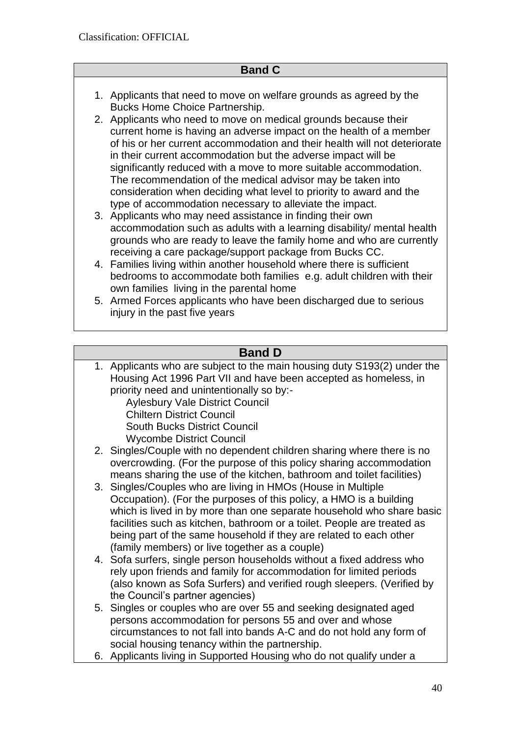Classification: OFFICIAL

| Band C |
| --- |
| 1. Applicants that need to move on welfare grounds as agreed by the Bucks Home Choice Partnership.<br>2. Applicants who need to move on medical grounds because their current home is having an adverse impact on the health of a member of his or her current accommodation and their health will not deteriorate in their current accommodation but the adverse impact will be significantly reduced with a move to more suitable accommodation. The recommendation of the medical advisor may be taken into consideration when deciding what level to priority to award and the type of accommodation necessary to alleviate the impact.<br>3. Applicants who may need assistance in finding their own accommodation such as adults with a learning disability/ mental health grounds who are ready to leave the family home and who are currently receiving a care package/support package from Bucks CC.<br>4. Families living within another household where there is sufficient bedrooms to accommodate both families e.g. adult children with their own families living in the parental home<br>5. Armed Forces applicants who have been discharged due to serious injury in the past five years |

| Band D |
| --- |
| 1. Applicants who are subject to the main housing duty S193(2) under the Housing Act 1996 Part VII and have been accepted as homeless, in priority need and unintentionally so by:-<br>Aylesbury Vale District Council<br>Chiltern District Council<br>South Bucks District Council<br>Wycombe District Council<br>2. Singles/Couple with no dependent children sharing where there is no overcrowding. (For the purpose of this policy sharing accommodation means sharing the use of the kitchen, bathroom and toilet facilities)<br>3. Singles/Couples who are living in HMOs (House in Multiple Occupation). (For the purposes of this policy, a HMO is a building which is lived in by more than one separate household who share basic facilities such as kitchen, bathroom or a toilet. People are treated as being part of the same household if they are related to each other (family members) or live together as a couple)<br>4. Sofa surfers, single person households without a fixed address who rely upon friends and family for accommodation for limited periods (also known as Sofa Surfers) and verified rough sleepers. (Verified by the Council's partner agencies)<br>5. Singles or couples who are over 55 and seeking designated aged persons accommodation for persons 55 and over and whose circumstances to not fall into bands A-C and do not hold any form of social housing tenancy within the partnership.<br>6. Applicants living in Supported Housing who do not qualify under a |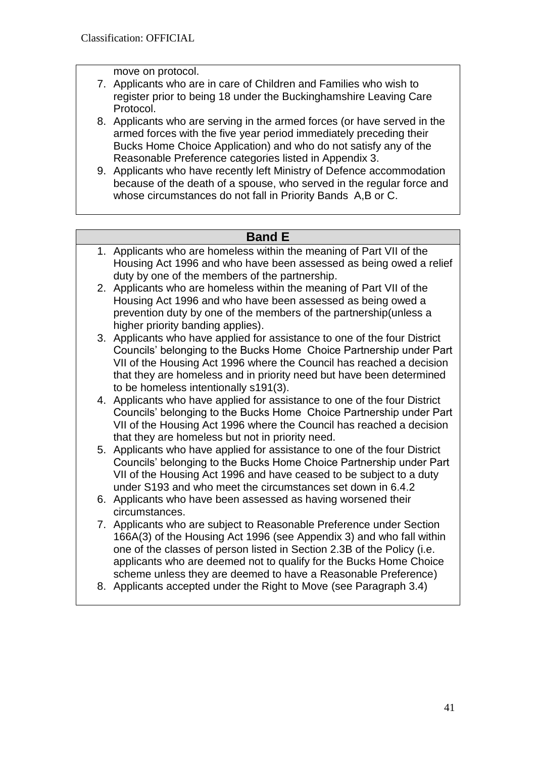move on protocol.

7. Applicants who are in care of Children and Families who wish to register prior to being 18 under the Buckinghamshire Leaving Care Protocol.
8. Applicants who are serving in the armed forces (or have served in the armed forces with the five year period immediately preceding their Bucks Home Choice Application) and who do not satisfy any of the Reasonable Preference categories listed in Appendix 3.
9. Applicants who have recently left Ministry of Defence accommodation because of the death of a spouse, who served in the regular force and whose circumstances do not fall in Priority Bands A,B or C.

| **Band E** |
|---|
| 1. Applicants who are homeless within the meaning of Part VII of the Housing Act 1996 and who have been assessed as being owed a relief duty by one of the members of the partnership.<br>2. Applicants who are homeless within the meaning of Part VII of the Housing Act 1996 and who have been assessed as being owed a prevention duty by one of the members of the partnership(unless a higher priority banding applies).<br>3. Applicants who have applied for assistance to one of the four District Councils' belonging to the Bucks Home Choice Partnership under Part VII of the Housing Act 1996 where the Council has reached a decision that they are homeless and in priority need but have been determined to be homeless intentionally s191(3).<br>4. Applicants who have applied for assistance to one of the four District Councils' belonging to the Bucks Home Choice Partnership under Part VII of the Housing Act 1996 where the Council has reached a decision that they are homeless but not in priority need.<br>5. Applicants who have applied for assistance to one of the four District Councils' belonging to the Bucks Home Choice Partnership under Part VII of the Housing Act 1996 and have ceased to be subject to a duty under S193 and who meet the circumstances set down in 6.4.2<br>6. Applicants who have been assessed as having worsened their circumstances.<br>7. Applicants who are subject to Reasonable Preference under Section 166A(3) of the Housing Act 1996 (see Appendix 3) and who fall within one of the classes of person listed in Section 2.3B of the Policy (i.e. applicants who are deemed not to qualify for the Bucks Home Choice scheme unless they are deemed to have a Reasonable Preference)<br>8. Applicants accepted under the Right to Move (see Paragraph 3.4) |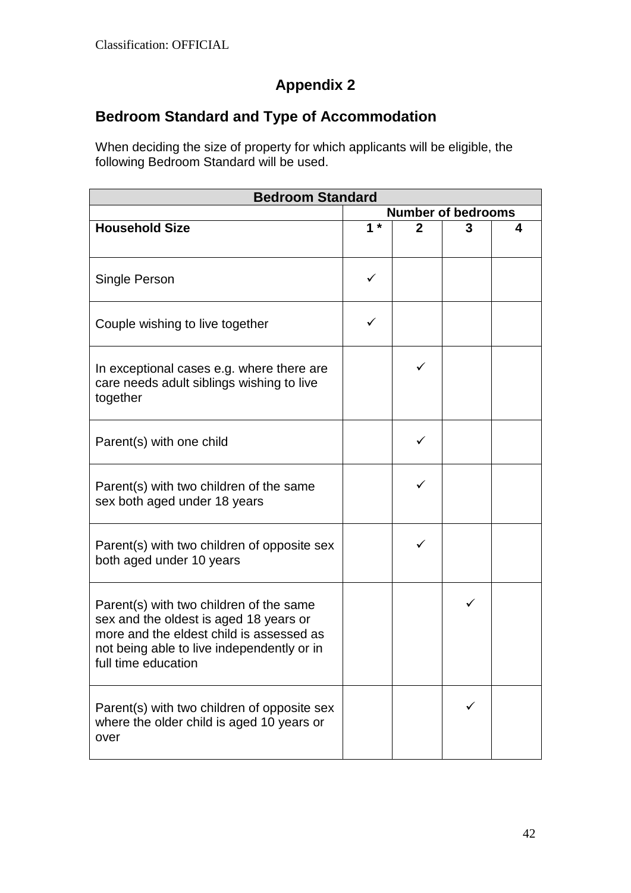# Appendix 2

## Bedroom Standard and Type of Accommodation

When deciding the size of property for which applicants will be eligible, the following Bedroom Standard will be used.

| Bedroom Standard | | | | |
|---|---|---|---|---|
| | Number of bedrooms | | | |
| **Household Size** | **1 \*** | **2** | **3** | **4** |
| Single Person | ✓ | | | |
| Couple wishing to live together | ✓ | | | |
| In exceptional cases e.g. where there are care needs adult siblings wishing to live together | | ✓ | | |
| Parent(s) with one child | | ✓ | | |
| Parent(s) with two children of the same sex both aged under 18 years | | ✓ | | |
| Parent(s) with two children of opposite sex both aged under 10 years | | ✓ | | |
| Parent(s) with two children of the same sex and the oldest is aged 18 years or more and the eldest child is assessed as not being able to live independently or in full time education | | | ✓ | |
| Parent(s) with two children of opposite sex where the older child is aged 10 years or over | | | ✓ | |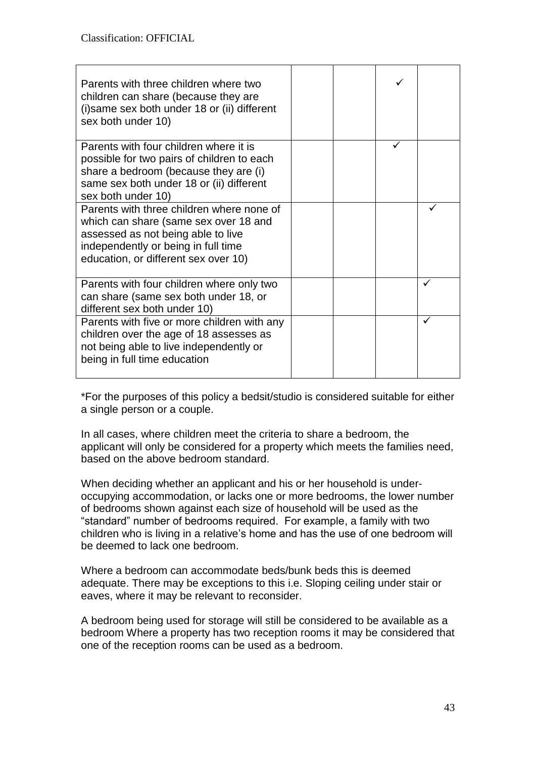Classification: OFFICIAL

| | | | | |
|---|---|---|---|---|
| Parents with three children where two children can share (because they are (i)same sex both under 18 or (ii) different sex both under 10) | | | ✓ | |
| Parents with four children where it is possible for two pairs of children to each share a bedroom (because they are (i) same sex both under 18 or (ii) different sex both under 10) | | | ✓ | |
| Parents with three children where none of which can share (same sex over 18 and assessed as not being able to live independently or being in full time education, or different sex over 10) | | | | ✓ |
| Parents with four children where only two can share (same sex both under 18, or different sex both under 10) | | | | ✓ |
| Parents with five or more children with any children over the age of 18 assesses as not being able to live independently or being in full time education | | | | ✓ |

*For the purposes of this policy a bedsit/studio is considered suitable for either a single person or a couple.

In all cases, where children meet the criteria to share a bedroom, the applicant will only be considered for a property which meets the families need, based on the above bedroom standard.

When deciding whether an applicant and his or her household is under-occupying accommodation, or lacks one or more bedrooms, the lower number of bedrooms shown against each size of household will be used as the "standard" number of bedrooms required. For example, a family with two children who is living in a relative's home and has the use of one bedroom will be deemed to lack one bedroom.

Where a bedroom can accommodate beds/bunk beds this is deemed adequate. There may be exceptions to this i.e. Sloping ceiling under stair or eaves, where it may be relevant to reconsider.

A bedroom being used for storage will still be considered to be available as a bedroom Where a property has two reception rooms it may be considered that one of the reception rooms can be used as a bedroom.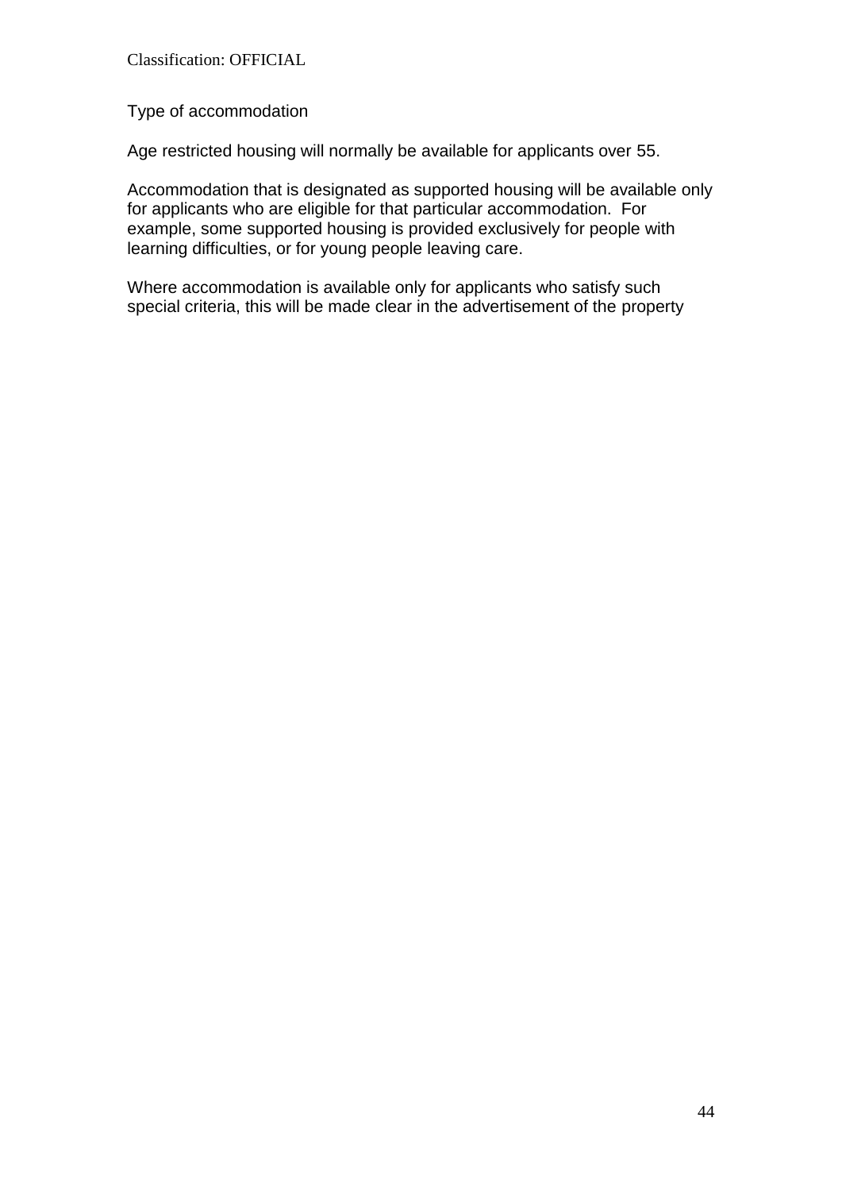Type of accommodation

Age restricted housing will normally be available for applicants over 55.

Accommodation that is designated as supported housing will be available only for applicants who are eligible for that particular accommodation. For example, some supported housing is provided exclusively for people with learning difficulties, or for young people leaving care.

Where accommodation is available only for applicants who satisfy such special criteria, this will be made clear in the advertisement of the property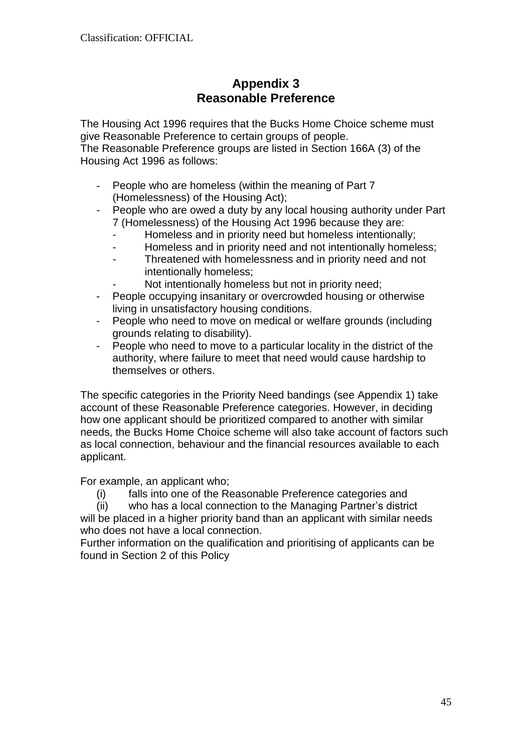# Appendix 3
# Reasonable Preference

The Housing Act 1996 requires that the Bucks Home Choice scheme must give Reasonable Preference to certain groups of people.
The Reasonable Preference groups are listed in Section 166A (3) of the Housing Act 1996 as follows:

- People who are homeless (within the meaning of Part 7 (Homelessness) of the Housing Act);
- People who are owed a duty by any local housing authority under Part 7 (Homelessness) of the Housing Act 1996 because they are:
  - Homeless and in priority need but homeless intentionally;
  - Homeless and in priority need and not intentionally homeless;
  - Threatened with homelessness and in priority need and not intentionally homeless;
  - Not intentionally homeless but not in priority need;
- People occupying insanitary or overcrowded housing or otherwise living in unsatisfactory housing conditions.
- People who need to move on medical or welfare grounds (including grounds relating to disability).
- People who need to move to a particular locality in the district of the authority, where failure to meet that need would cause hardship to themselves or others.

The specific categories in the Priority Need bandings (see Appendix 1) take account of these Reasonable Preference categories. However, in deciding how one applicant should be prioritized compared to another with similar needs, the Bucks Home Choice scheme will also take account of factors such as local connection, behaviour and the financial resources available to each applicant.

For example, an applicant who;

(i) falls into one of the Reasonable Preference categories and
(ii) who has a local connection to the Managing Partner's district

will be placed in a higher priority band than an applicant with similar needs who does not have a local connection.
Further information on the qualification and prioritising of applicants can be found in Section 2 of this Policy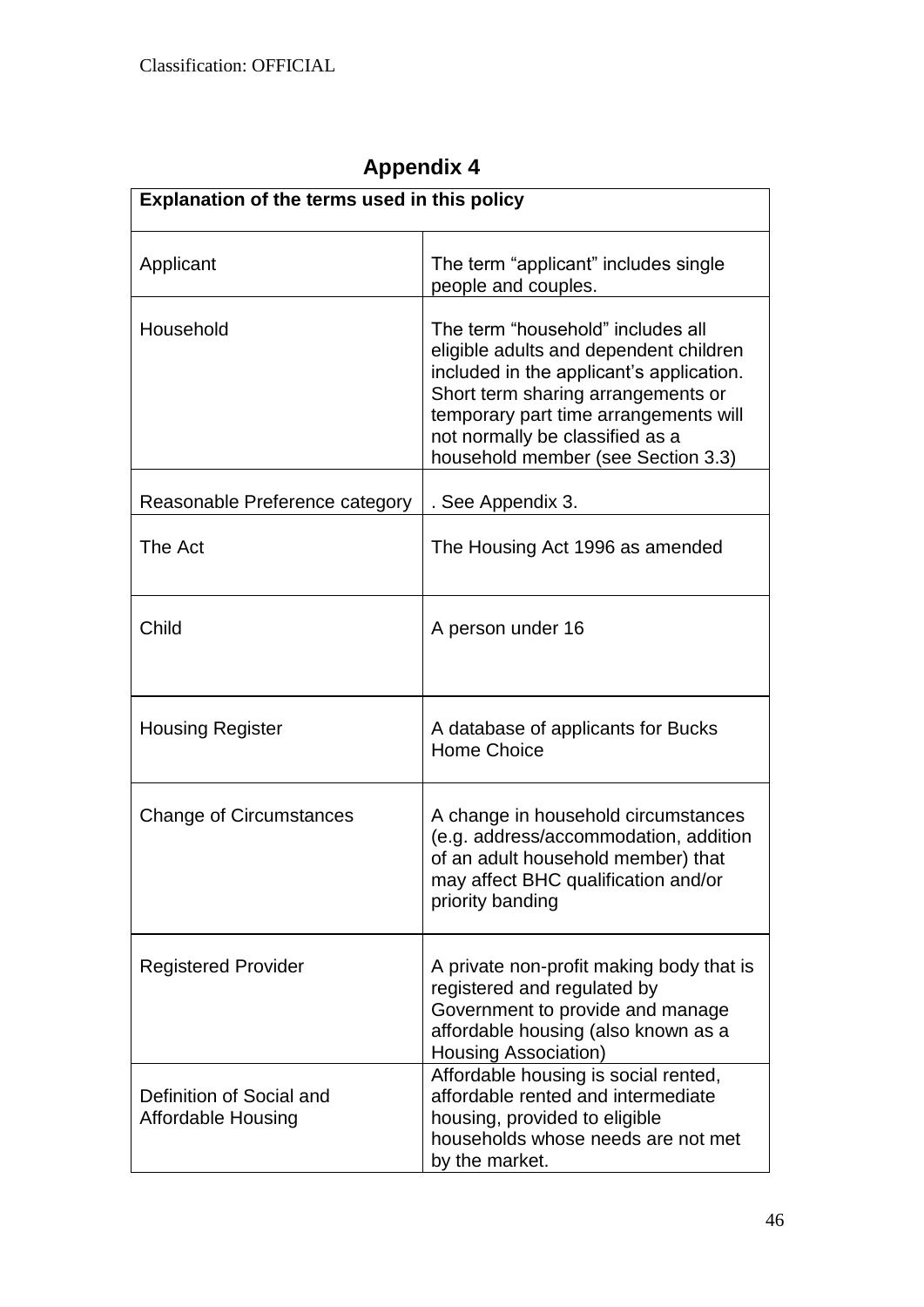## Appendix 4

| Explanation of the terms used in this policy | |
|---|---|
| Applicant | The term "applicant" includes single people and couples. |
| Household | The term "household" includes all eligible adults and dependent children included in the applicant's application. Short term sharing arrangements or temporary part time arrangements will not normally be classified as a household member (see Section 3.3) |
| Reasonable Preference category | . See Appendix 3. |
| The Act | The Housing Act 1996 as amended |
| Child | A person under 16 |
| Housing Register | A database of applicants for Bucks Home Choice |
| Change of Circumstances | A change in household circumstances (e.g. address/accommodation, addition of an adult household member) that may affect BHC qualification and/or priority banding |
| Registered Provider | A private non-profit making body that is registered and regulated by Government to provide and manage affordable housing (also known as a Housing Association) |
| Definition of Social and Affordable Housing | Affordable housing is social rented, affordable rented and intermediate housing, provided to eligible households whose needs are not met by the market. |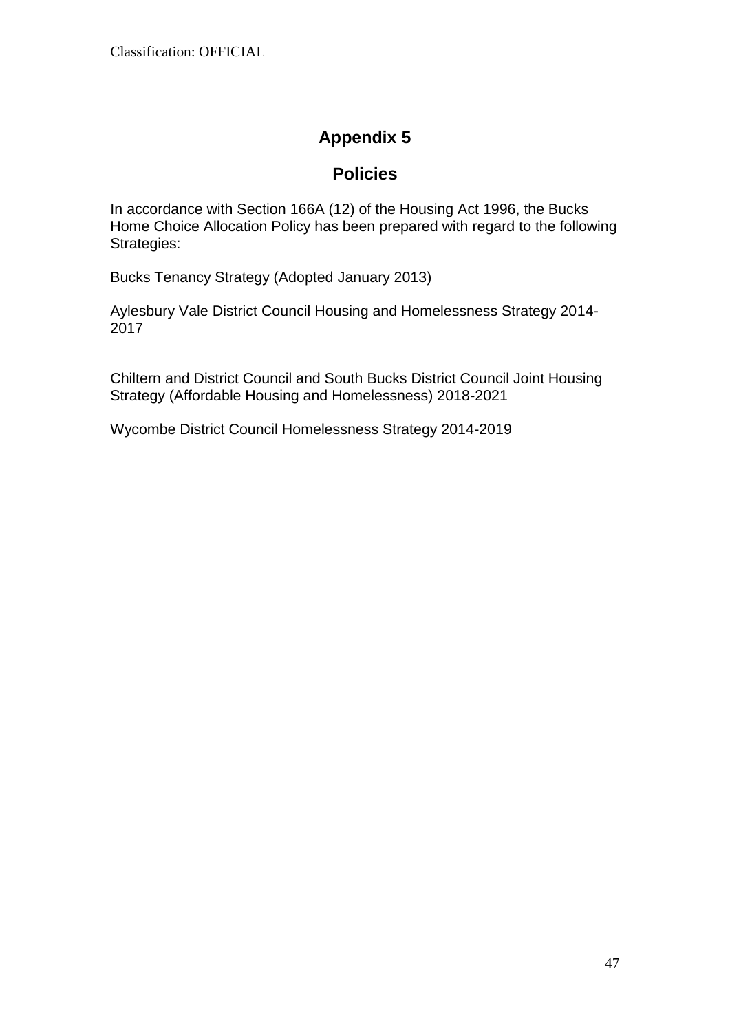# Appendix 5

## Policies

In accordance with Section 166A (12) of the Housing Act 1996, the Bucks Home Choice Allocation Policy has been prepared with regard to the following Strategies:

Bucks Tenancy Strategy (Adopted January 2013)

Aylesbury Vale District Council Housing and Homelessness Strategy 2014-2017

Chiltern and District Council and South Bucks District Council Joint Housing Strategy (Affordable Housing and Homelessness) 2018-2021

Wycombe District Council Homelessness Strategy 2014-2019